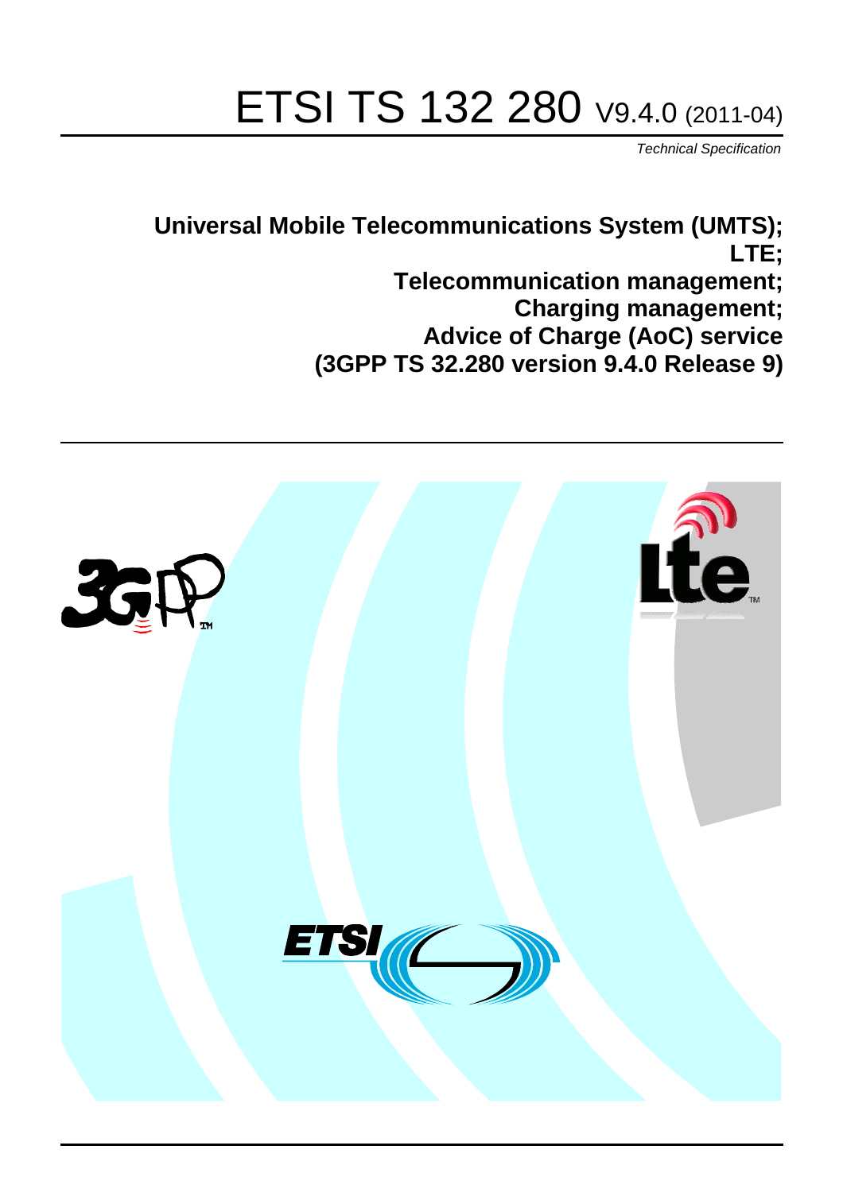# ETSI TS 132 280 V9.4.0 (2011-04)

*Technical Specification*

**Universal Mobile Telecommunications System (UMTS);**
**LTE;**
**Telecommunication management;**
**Charging management;**
**Advice of Charge (AoC) service**
**(3GPP TS 32.280 version 9.4.0 Release 9)**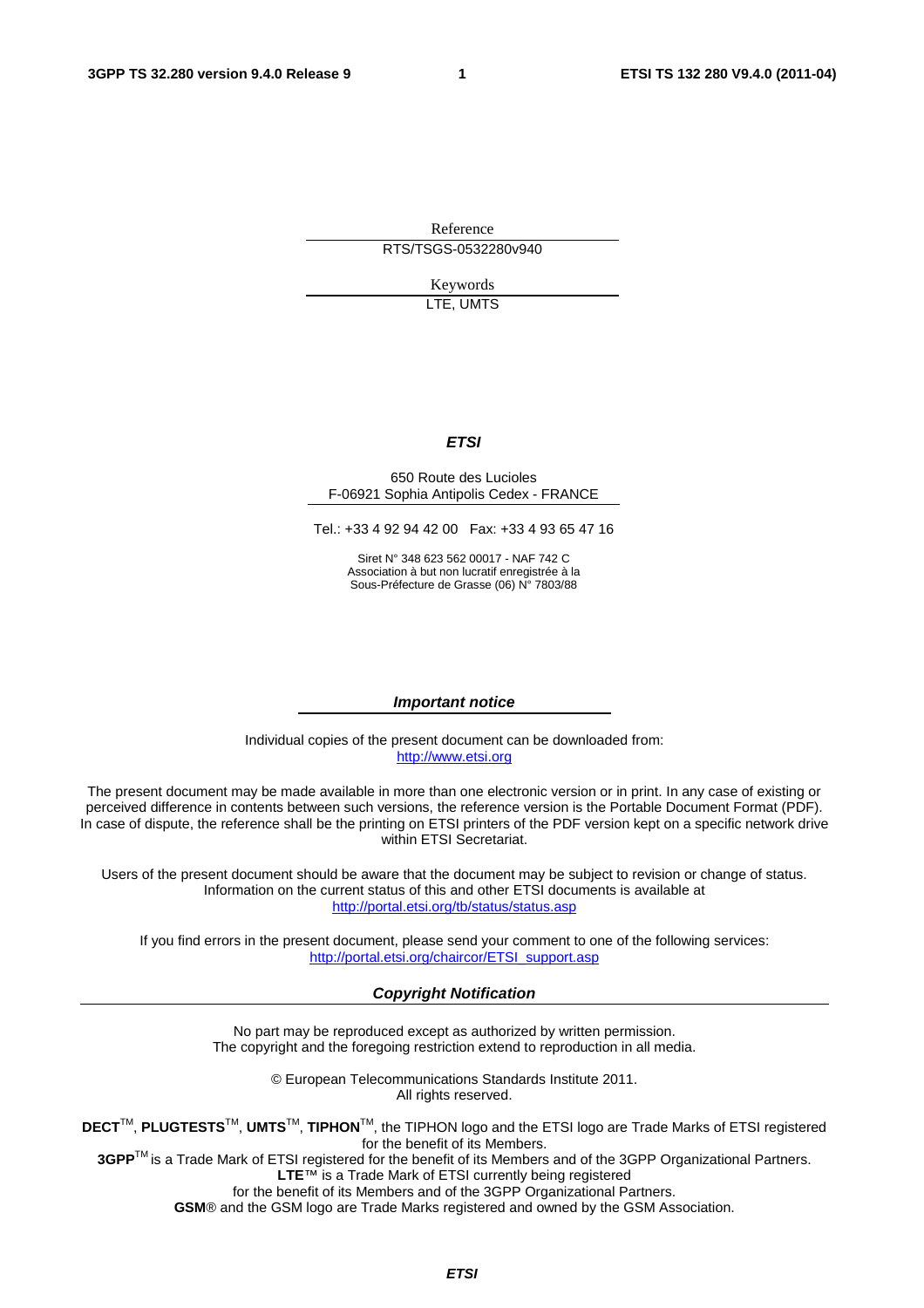Reference

RTS/TSGS-0532280v940

Keywords

LTE, UMTS

***ETSI***

650 Route des Lucioles
F-06921 Sophia Antipolis Cedex - FRANCE

Tel.: +33 4 92 94 42 00 Fax: +33 4 93 65 47 16

Siret N° 348 623 562 00017 - NAF 742 C
Association à but non lucratif enregistrée à la
Sous-Préfecture de Grasse (06) N° 7803/88

***Important notice***

Individual copies of the present document can be downloaded from:
http://www.etsi.org

The present document may be made available in more than one electronic version or in print. In any case of existing or perceived difference in contents between such versions, the reference version is the Portable Document Format (PDF). In case of dispute, the reference shall be the printing on ETSI printers of the PDF version kept on a specific network drive within ETSI Secretariat.

Users of the present document should be aware that the document may be subject to revision or change of status. Information on the current status of this and other ETSI documents is available at
http://portal.etsi.org/tb/status/status.asp

If you find errors in the present document, please send your comment to one of the following services:
http://portal.etsi.org/chaircor/ETSI_support.asp

***Copyright Notification***

No part may be reproduced except as authorized by written permission.
The copyright and the foregoing restriction extend to reproduction in all media.

© European Telecommunications Standards Institute 2011.
All rights reserved.

**DECT**™, **PLUGTESTS**™, **UMTS**™, **TIPHON**™, the TIPHON logo and the ETSI logo are Trade Marks of ETSI registered for the benefit of its Members.
**3GPP**™ is a Trade Mark of ETSI registered for the benefit of its Members and of the 3GPP Organizational Partners.
**LTE**™ is a Trade Mark of ETSI currently being registered
for the benefit of its Members and of the 3GPP Organizational Partners.
**GSM**® and the GSM logo are Trade Marks registered and owned by the GSM Association.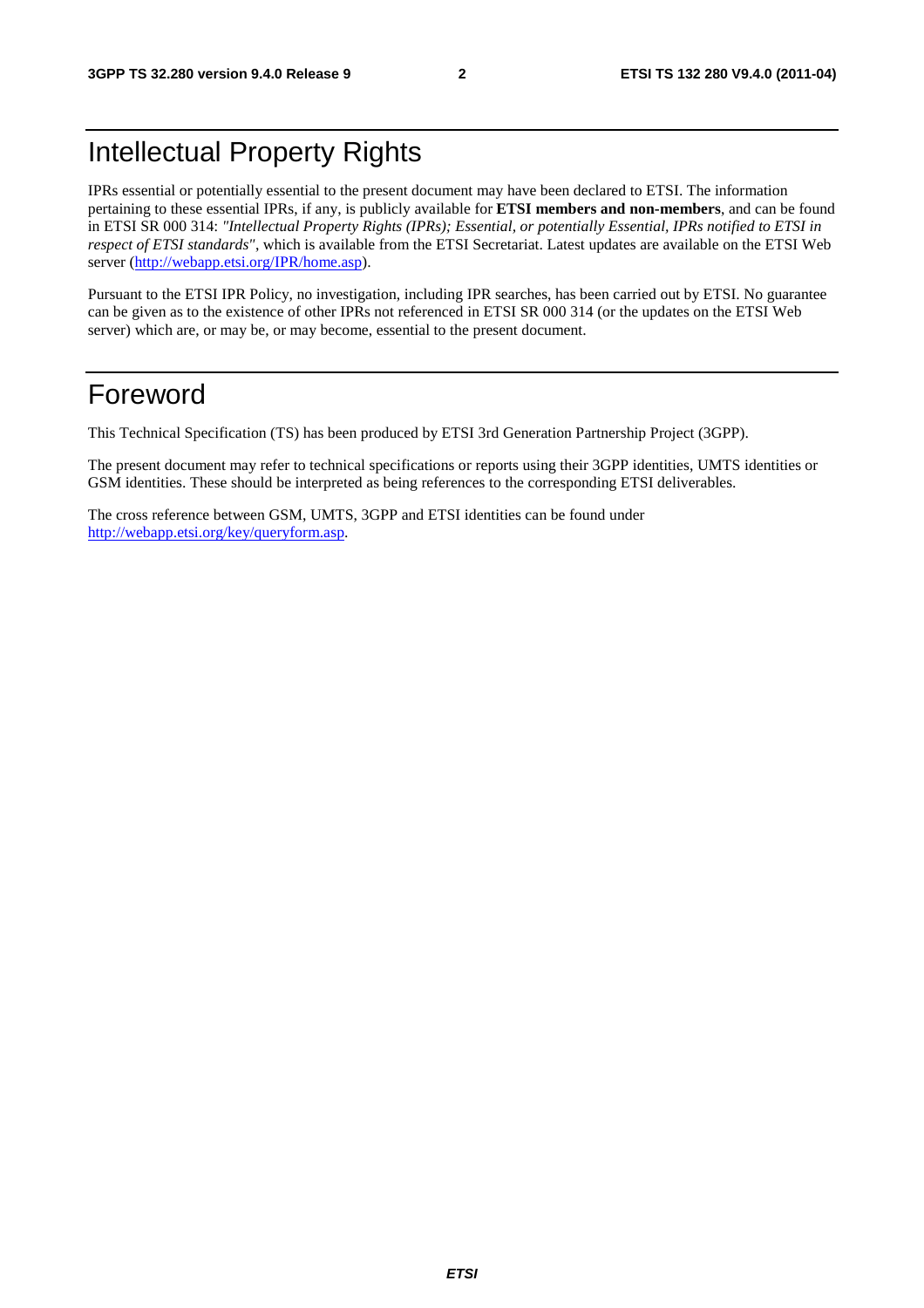# Intellectual Property Rights

IPRs essential or potentially essential to the present document may have been declared to ETSI. The information pertaining to these essential IPRs, if any, is publicly available for **ETSI members and non-members**, and can be found in ETSI SR 000 314: *"Intellectual Property Rights (IPRs); Essential, or potentially Essential, IPRs notified to ETSI in respect of ETSI standards"*, which is available from the ETSI Secretariat. Latest updates are available on the ETSI Web server (http://webapp.etsi.org/IPR/home.asp).

Pursuant to the ETSI IPR Policy, no investigation, including IPR searches, has been carried out by ETSI. No guarantee can be given as to the existence of other IPRs not referenced in ETSI SR 000 314 (or the updates on the ETSI Web server) which are, or may be, or may become, essential to the present document.

# Foreword

This Technical Specification (TS) has been produced by ETSI 3rd Generation Partnership Project (3GPP).

The present document may refer to technical specifications or reports using their 3GPP identities, UMTS identities or GSM identities. These should be interpreted as being references to the corresponding ETSI deliverables.

The cross reference between GSM, UMTS, 3GPP and ETSI identities can be found under http://webapp.etsi.org/key/queryform.asp.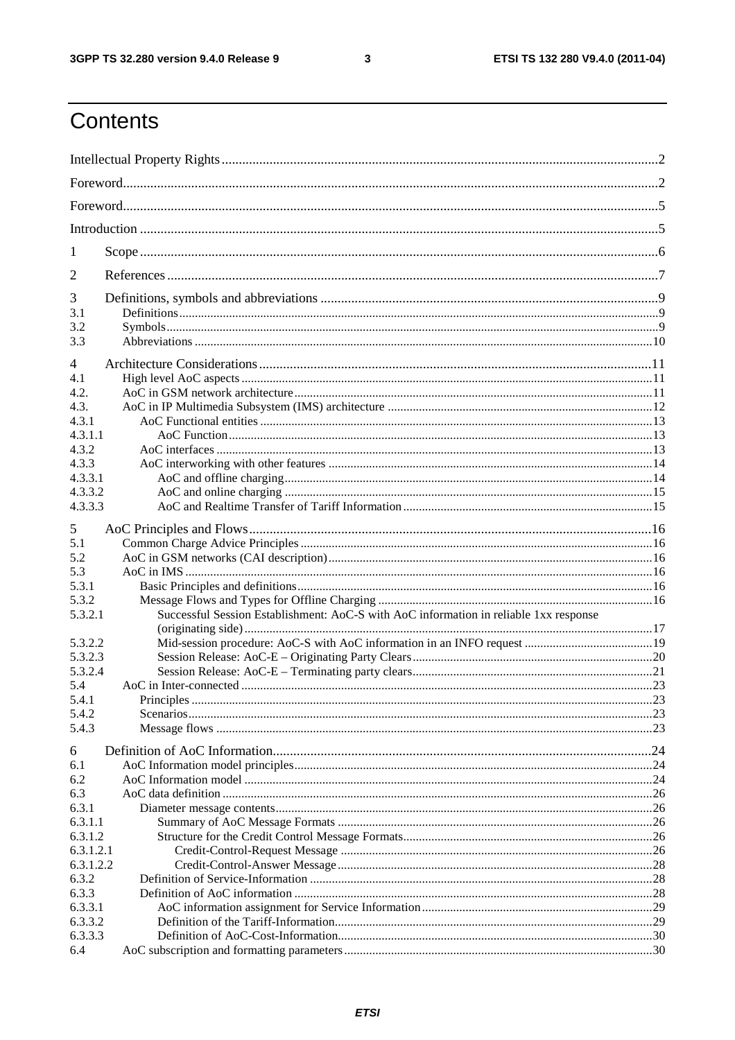# Contents

Intellectual Property Rights ....................................................................................................................2

Foreword....................................................................................................................................................2

Foreword....................................................................................................................................................5

Introduction ..............................................................................................................................................5

1 Scope ......................................................................................................................................................6

2 References ..............................................................................................................................................7

3 Definitions, symbols and abbreviations ..................................................................................................9
3.1 Definitions ............................................................................................................................................9
3.2 Symbols ................................................................................................................................................9
3.3 Abbreviations ......................................................................................................................................10

4 Architecture Considerations ................................................................................................................11
4.1 High level AoC aspects ......................................................................................................................11
4.2. AoC in GSM network architecture ....................................................................................................11
4.3. AoC in IP Multimedia Subsystem (IMS) architecture ......................................................................12
4.3.1 AoC Functional entities ..................................................................................................................13
4.3.1.1 AoC Function ..............................................................................................................................13
4.3.2 AoC interfaces ................................................................................................................................13
4.3.3 AoC interworking with other features ............................................................................................14
4.3.3.1 AoC and offline charging ............................................................................................................14
4.3.3.2 AoC and online charging ............................................................................................................15
4.3.3.3 AoC and Realtime Transfer of Tariff Information ......................................................................15

5 AoC Principles and Flows ....................................................................................................................16
5.1 Common Charge Advice Principles ....................................................................................................16
5.2 AoC in GSM networks (CAI description) ..........................................................................................16
5.3 AoC in IMS ........................................................................................................................................16
5.3.1 Basic Principles and definitions ......................................................................................................16
5.3.2 Message Flows and Types for Offline Charging ..............................................................................16
5.3.2.1 Successful Session Establishment: AoC-S with AoC information in reliable 1xx response (originating side) ....................................................................................................................................17
5.3.2.2 Mid-session procedure: AoC-S with AoC information in an INFO request ................................19
5.3.2.3 Session Release: AoC-E – Originating Party Clears ....................................................................20
5.3.2.4 Session Release: AoC-E – Terminating party clears ....................................................................21
5.4 AoC in Inter-connected ......................................................................................................................23
5.4.1 Principles ........................................................................................................................................23
5.4.2 Scenarios ........................................................................................................................................23
5.4.3 Message flows ................................................................................................................................23

6 Definition of AoC Information ..............................................................................................................24
6.1 AoC Information model principles ......................................................................................................24
6.2 AoC Information model ......................................................................................................................24
6.3 AoC data definition ............................................................................................................................26
6.3.1 Diameter message contents ............................................................................................................26
6.3.1.1 Summary of AoC Message Formats ............................................................................................26
6.3.1.2 Structure for the Credit Control Message Formats ......................................................................26
6.3.1.2.1 Credit-Control-Request Message ............................................................................................26
6.3.1.2.2 Credit-Control-Answer Message ............................................................................................28
6.3.2 Definition of Service-Information ..................................................................................................28
6.3.3 Definition of AoC information ........................................................................................................28
6.3.3.1 AoC information assignment for Service Information ................................................................29
6.3.3.2 Definition of the Tariff-Information ............................................................................................29
6.3.3.3 Definition of AoC-Cost-Information ............................................................................................30
6.4 AoC subscription and formatting parameters ......................................................................................30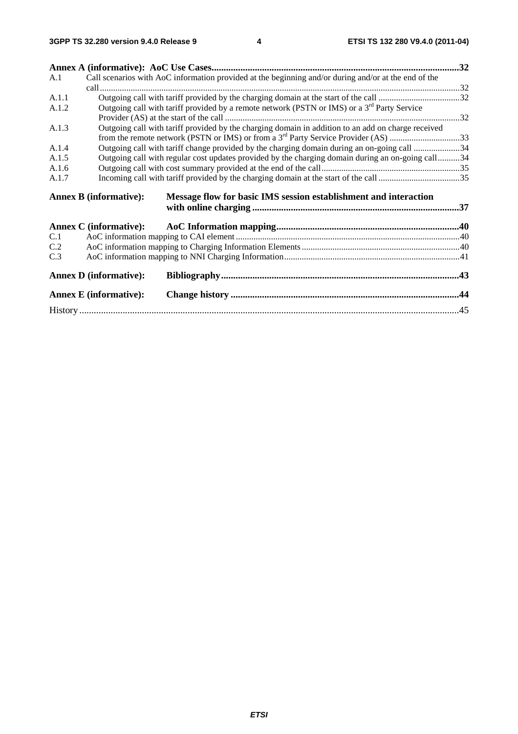**Annex A (informative): AoC Use Cases** ..... 32

A.1 Call scenarios with AoC information provided at the beginning and/or during and/or at the end of the call ..... 32

A.1.1 Outgoing call with tariff provided by the charging domain at the start of the call ..... 32

A.1.2 Outgoing call with tariff provided by a remote network (PSTN or IMS) or a 3rd Party Service Provider (AS) at the start of the call ..... 32

A.1.3 Outgoing call with tariff provided by the charging domain in addition to an add on charge received from the remote network (PSTN or IMS) or from a 3rd Party Service Provider (AS) ..... 33

A.1.4 Outgoing call with tariff change provided by the charging domain during an on-going call ..... 34

A.1.5 Outgoing call with regular cost updates provided by the charging domain during an on-going call ..... 34

A.1.6 Outgoing call with cost summary provided at the end of the call ..... 35

A.1.7 Incoming call with tariff provided by the charging domain at the start of the call ..... 35

**Annex B (informative): Message flow for basic IMS session establishment and interaction with online charging** ..... 37

**Annex C (informative): AoC Information mapping** ..... 40

C.1 AoC information mapping to CAI element ..... 40

C.2 AoC information mapping to Charging Information Elements ..... 40

C.3 AoC information mapping to NNI Charging Information ..... 41

**Annex D (informative): Bibliography** ..... 43

**Annex E (informative): Change history** ..... 44

History ..... 45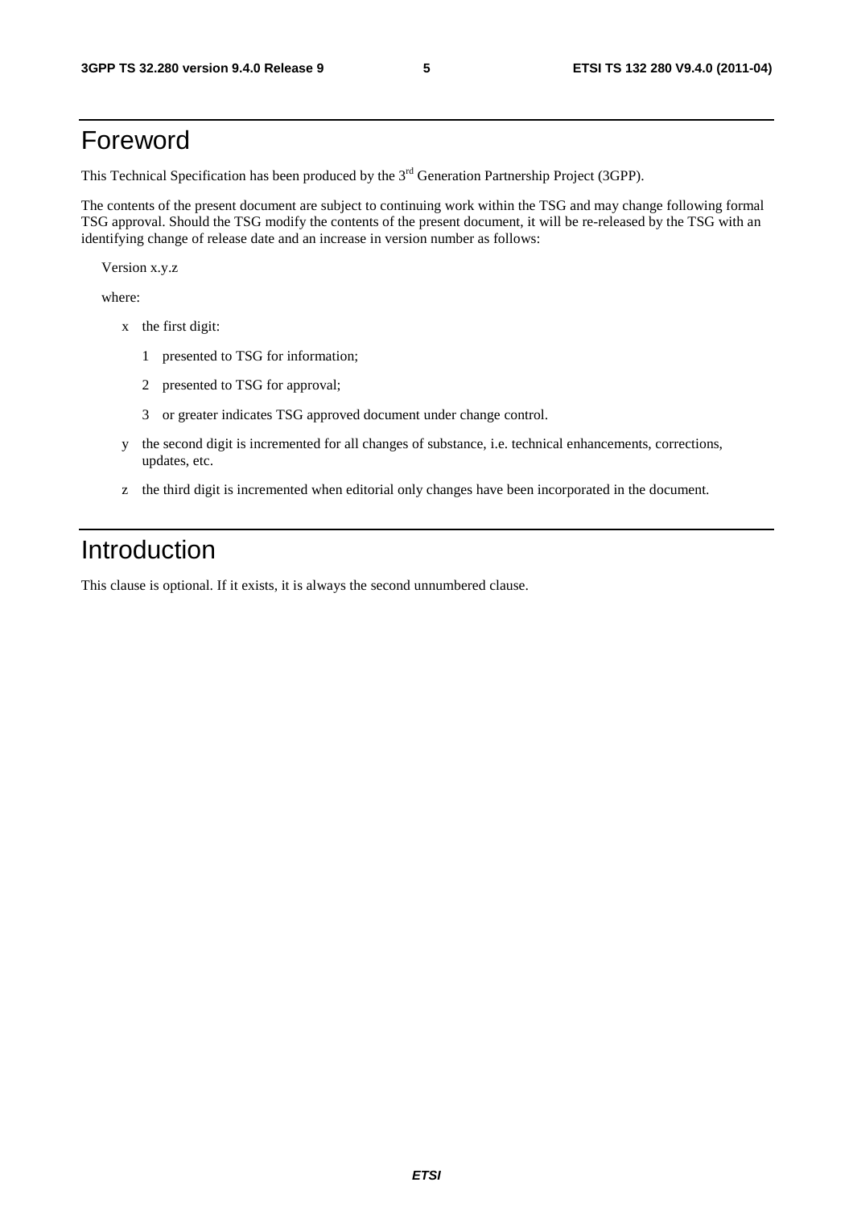# Foreword

This Technical Specification has been produced by the 3rd Generation Partnership Project (3GPP).

The contents of the present document are subject to continuing work within the TSG and may change following formal TSG approval. Should the TSG modify the contents of the present document, it will be re-released by the TSG with an identifying change of release date and an increase in version number as follows:

Version x.y.z

where:

- x the first digit:
  - 1 presented to TSG for information;
  - 2 presented to TSG for approval;
  - 3 or greater indicates TSG approved document under change control.
- y the second digit is incremented for all changes of substance, i.e. technical enhancements, corrections, updates, etc.
- z the third digit is incremented when editorial only changes have been incorporated in the document.

# Introduction

This clause is optional. If it exists, it is always the second unnumbered clause.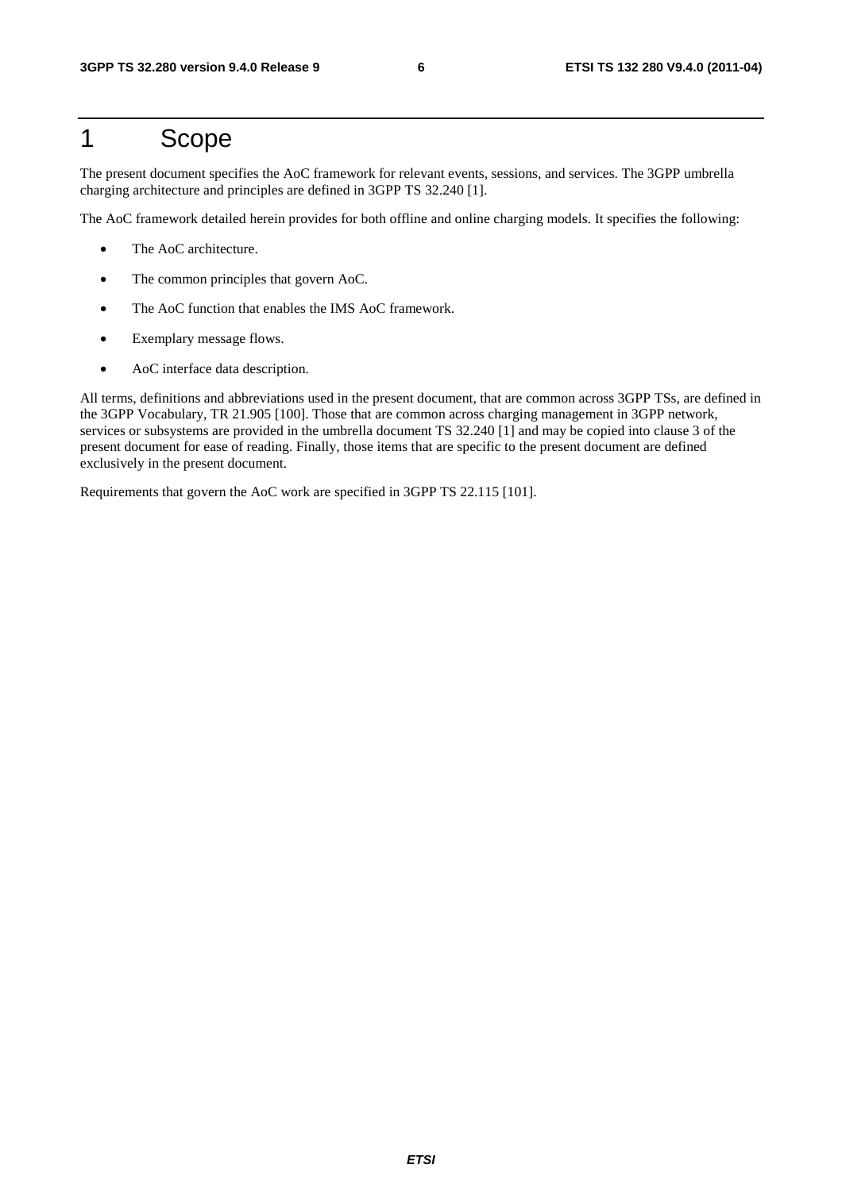# 1 Scope

The present document specifies the AoC framework for relevant events, sessions, and services. The 3GPP umbrella charging architecture and principles are defined in 3GPP TS 32.240 [1].

The AoC framework detailed herein provides for both offline and online charging models. It specifies the following:

- The AoC architecture.
- The common principles that govern AoC.
- The AoC function that enables the IMS AoC framework.
- Exemplary message flows.
- AoC interface data description.

All terms, definitions and abbreviations used in the present document, that are common across 3GPP TSs, are defined in the 3GPP Vocabulary, TR 21.905 [100]. Those that are common across charging management in 3GPP network, services or subsystems are provided in the umbrella document TS 32.240 [1] and may be copied into clause 3 of the present document for ease of reading. Finally, those items that are specific to the present document are defined exclusively in the present document.

Requirements that govern the AoC work are specified in 3GPP TS 22.115 [101].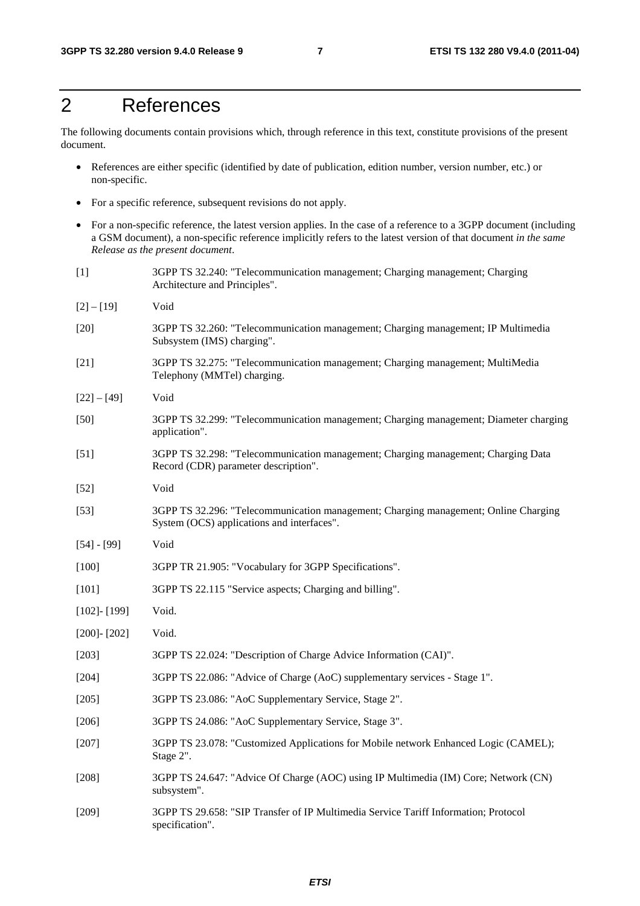# 2 References

The following documents contain provisions which, through reference in this text, constitute provisions of the present document.

- References are either specific (identified by date of publication, edition number, version number, etc.) or non-specific.
- For a specific reference, subsequent revisions do not apply.
- For a non-specific reference, the latest version applies. In the case of a reference to a 3GPP document (including a GSM document), a non-specific reference implicitly refers to the latest version of that document *in the same Release as the present document*.

[1] 3GPP TS 32.240: "Telecommunication management; Charging management; Charging Architecture and Principles".

[2] – [19] Void

[20] 3GPP TS 32.260: "Telecommunication management; Charging management; IP Multimedia Subsystem (IMS) charging".

[21] 3GPP TS 32.275: "Telecommunication management; Charging management; MultiMedia Telephony (MMTel) charging.

[22] – [49] Void

[50] 3GPP TS 32.299: "Telecommunication management; Charging management; Diameter charging application".

[51] 3GPP TS 32.298: "Telecommunication management; Charging management; Charging Data Record (CDR) parameter description".

[52] Void

[53] 3GPP TS 32.296: "Telecommunication management; Charging management; Online Charging System (OCS) applications and interfaces".

[54] - [99] Void

[100] 3GPP TR 21.905: "Vocabulary for 3GPP Specifications".

[101] 3GPP TS 22.115 "Service aspects; Charging and billing".

[102]- [199] Void.

[200]- [202] Void.

[203] 3GPP TS 22.024: "Description of Charge Advice Information (CAI)".

[204] 3GPP TS 22.086: "Advice of Charge (AoC) supplementary services - Stage 1".

[205] 3GPP TS 23.086: "AoC Supplementary Service, Stage 2".

[206] 3GPP TS 24.086: "AoC Supplementary Service, Stage 3".

[207] 3GPP TS 23.078: "Customized Applications for Mobile network Enhanced Logic (CAMEL); Stage 2".

[208] 3GPP TS 24.647: "Advice Of Charge (AOC) using IP Multimedia (IM) Core; Network (CN) subsystem".

[209] 3GPP TS 29.658: "SIP Transfer of IP Multimedia Service Tariff Information; Protocol specification".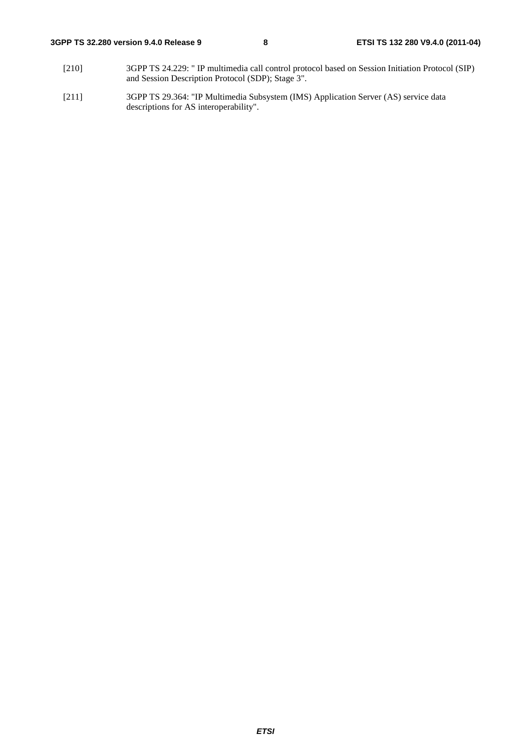[210] 3GPP TS 24.229: " IP multimedia call control protocol based on Session Initiation Protocol (SIP) and Session Description Protocol (SDP); Stage 3".

[211] 3GPP TS 29.364: "IP Multimedia Subsystem (IMS) Application Server (AS) service data descriptions for AS interoperability".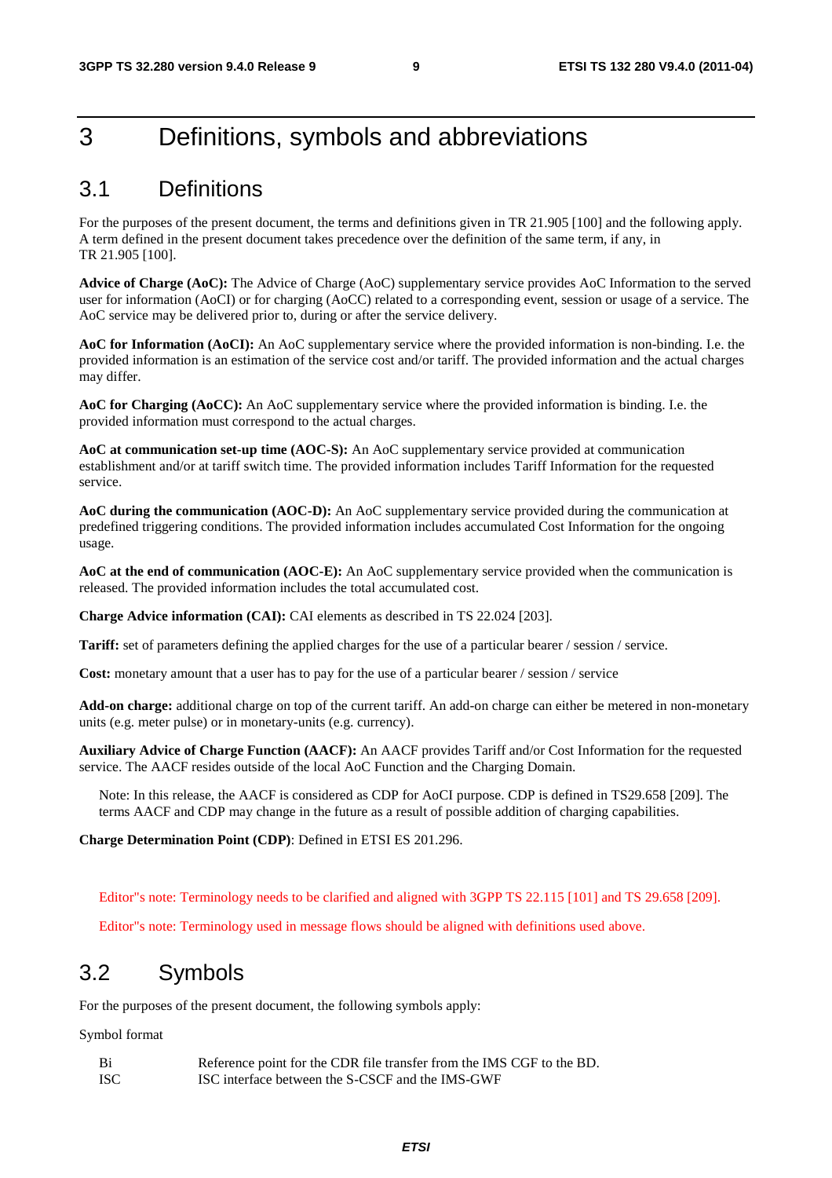# 3 Definitions, symbols and abbreviations

## 3.1 Definitions

For the purposes of the present document, the terms and definitions given in TR 21.905 [100] and the following apply. A term defined in the present document takes precedence over the definition of the same term, if any, in TR 21.905 [100].

**Advice of Charge (AoC):** The Advice of Charge (AoC) supplementary service provides AoC Information to the served user for information (AoCI) or for charging (AoCC) related to a corresponding event, session or usage of a service. The AoC service may be delivered prior to, during or after the service delivery.

**AoC for Information (AoCI):** An AoC supplementary service where the provided information is non-binding. I.e. the provided information is an estimation of the service cost and/or tariff. The provided information and the actual charges may differ.

**AoC for Charging (AoCC):** An AoC supplementary service where the provided information is binding. I.e. the provided information must correspond to the actual charges.

**AoC at communication set-up time (AOC-S):** An AoC supplementary service provided at communication establishment and/or at tariff switch time. The provided information includes Tariff Information for the requested service.

**AoC during the communication (AOC-D):** An AoC supplementary service provided during the communication at predefined triggering conditions. The provided information includes accumulated Cost Information for the ongoing usage.

**AoC at the end of communication (AOC-E):** An AoC supplementary service provided when the communication is released. The provided information includes the total accumulated cost.

**Charge Advice information (CAI):** CAI elements as described in TS 22.024 [203].

**Tariff:** set of parameters defining the applied charges for the use of a particular bearer / session / service.

**Cost:** monetary amount that a user has to pay for the use of a particular bearer / session / service

**Add-on charge:** additional charge on top of the current tariff. An add-on charge can either be metered in non-monetary units (e.g. meter pulse) or in monetary-units (e.g. currency).

**Auxiliary Advice of Charge Function (AACF):** An AACF provides Tariff and/or Cost Information for the requested service. The AACF resides outside of the local AoC Function and the Charging Domain.

Note: In this release, the AACF is considered as CDP for AoCI purpose. CDP is defined in TS29.658 [209]. The terms AACF and CDP may change in the future as a result of possible addition of charging capabilities.

**Charge Determination Point (CDP)**: Defined in ETSI ES 201.296.

Editor"s note: Terminology needs to be clarified and aligned with 3GPP TS 22.115 [101] and TS 29.658 [209].

Editor"s note: Terminology used in message flows should be aligned with definitions used above.

## 3.2 Symbols

For the purposes of the present document, the following symbols apply:

Symbol format

| | |
|---|---|
| Bi | Reference point for the CDR file transfer from the IMS CGF to the BD. |
| ISC | ISC interface between the S-CSCF and the IMS-GWF |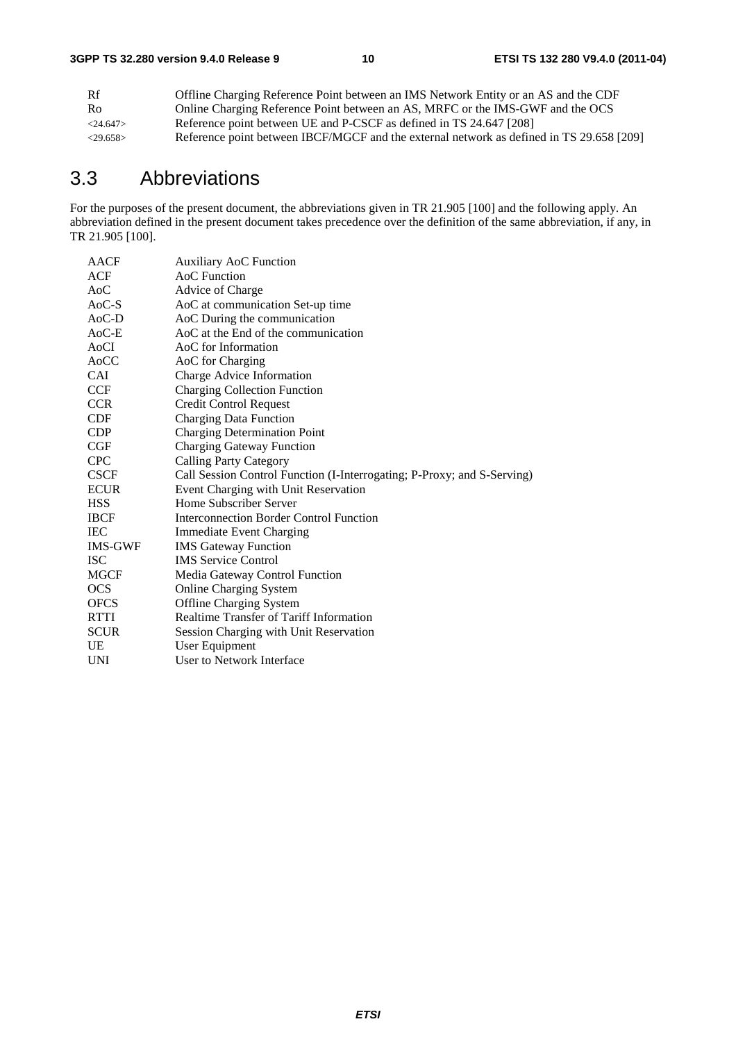| | |
|---|---|
| Rf | Offline Charging Reference Point between an IMS Network Entity or an AS and the CDF |
| Ro | Online Charging Reference Point between an AS, MRFC or the IMS-GWF and the OCS |
| <24.647> | Reference point between UE and P-CSCF as defined in TS 24.647 [208] |
| <29.658> | Reference point between IBCF/MGCF and the external network as defined in TS 29.658 [209] |

## 3.3 Abbreviations

For the purposes of the present document, the abbreviations given in TR 21.905 [100] and the following apply. An abbreviation defined in the present document takes precedence over the definition of the same abbreviation, if any, in TR 21.905 [100].

| | |
|---|---|
| AACF | Auxiliary AoC Function |
| ACF | AoC Function |
| AoC | Advice of Charge |
| AoC-S | AoC at communication Set-up time |
| AoC-D | AoC During the communication |
| AoC-E | AoC at the End of the communication |
| AoCI | AoC for Information |
| AoCC | AoC for Charging |
| CAI | Charge Advice Information |
| CCF | Charging Collection Function |
| CCR | Credit Control Request |
| CDF | Charging Data Function |
| CDP | Charging Determination Point |
| CGF | Charging Gateway Function |
| CPC | Calling Party Category |
| CSCF | Call Session Control Function (I-Interrogating; P-Proxy; and S-Serving) |
| ECUR | Event Charging with Unit Reservation |
| HSS | Home Subscriber Server |
| IBCF | Interconnection Border Control Function |
| IEC | Immediate Event Charging |
| IMS-GWF | IMS Gateway Function |
| ISC | IMS Service Control |
| MGCF | Media Gateway Control Function |
| OCS | Online Charging System |
| OFCS | Offline Charging System |
| RTTI | Realtime Transfer of Tariff Information |
| SCUR | Session Charging with Unit Reservation |
| UE | User Equipment |
| UNI | User to Network Interface |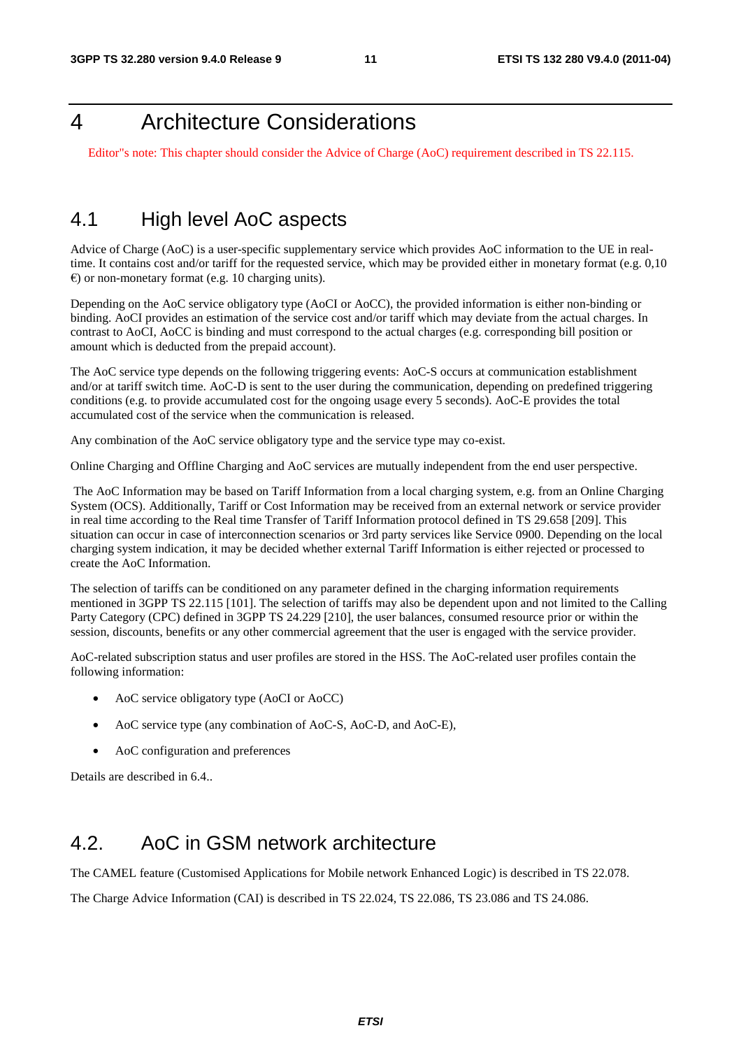# 4 Architecture Considerations

Editor"s note: This chapter should consider the Advice of Charge (AoC) requirement described in TS 22.115.

## 4.1 High level AoC aspects

Advice of Charge (AoC) is a user-specific supplementary service which provides AoC information to the UE in real-time. It contains cost and/or tariff for the requested service, which may be provided either in monetary format (e.g. 0,10 €) or non-monetary format (e.g. 10 charging units).

Depending on the AoC service obligatory type (AoCI or AoCC), the provided information is either non-binding or binding. AoCI provides an estimation of the service cost and/or tariff which may deviate from the actual charges. In contrast to AoCI, AoCC is binding and must correspond to the actual charges (e.g. corresponding bill position or amount which is deducted from the prepaid account).

The AoC service type depends on the following triggering events: AoC-S occurs at communication establishment and/or at tariff switch time. AoC-D is sent to the user during the communication, depending on predefined triggering conditions (e.g. to provide accumulated cost for the ongoing usage every 5 seconds). AoC-E provides the total accumulated cost of the service when the communication is released.

Any combination of the AoC service obligatory type and the service type may co-exist.

Online Charging and Offline Charging and AoC services are mutually independent from the end user perspective.

The AoC Information may be based on Tariff Information from a local charging system, e.g. from an Online Charging System (OCS). Additionally, Tariff or Cost Information may be received from an external network or service provider in real time according to the Real time Transfer of Tariff Information protocol defined in TS 29.658 [209]. This situation can occur in case of interconnection scenarios or 3rd party services like Service 0900. Depending on the local charging system indication, it may be decided whether external Tariff Information is either rejected or processed to create the AoC Information.

The selection of tariffs can be conditioned on any parameter defined in the charging information requirements mentioned in 3GPP TS 22.115 [101]. The selection of tariffs may also be dependent upon and not limited to the Calling Party Category (CPC) defined in 3GPP TS 24.229 [210], the user balances, consumed resource prior or within the session, discounts, benefits or any other commercial agreement that the user is engaged with the service provider.

AoC-related subscription status and user profiles are stored in the HSS. The AoC-related user profiles contain the following information:

- AoC service obligatory type (AoCI or AoCC)
- AoC service type (any combination of AoC-S, AoC-D, and AoC-E),
- AoC configuration and preferences

Details are described in 6.4..

## 4.2. AoC in GSM network architecture

The CAMEL feature (Customised Applications for Mobile network Enhanced Logic) is described in TS 22.078.

The Charge Advice Information (CAI) is described in TS 22.024, TS 22.086, TS 23.086 and TS 24.086.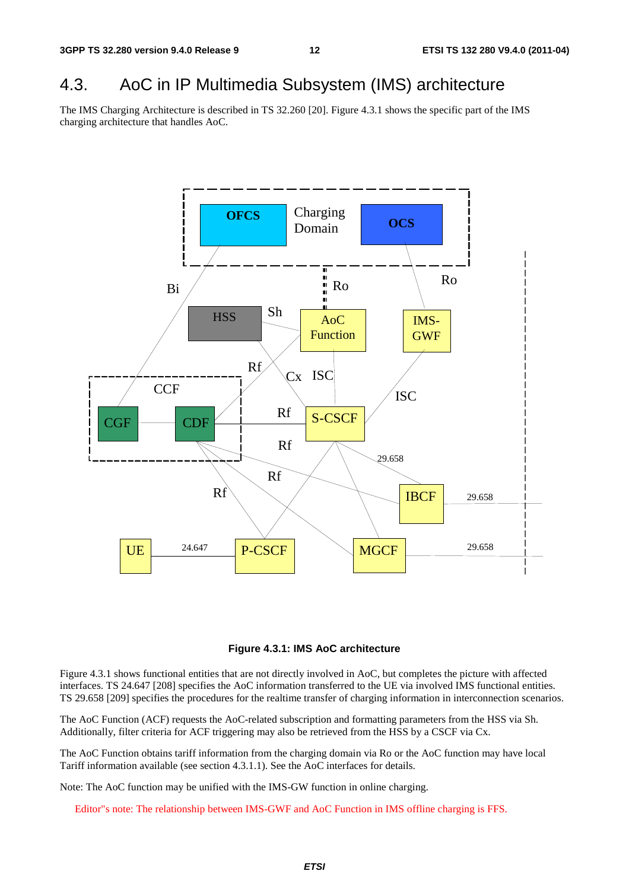# 4.3. AoC in IP Multimedia Subsystem (IMS) architecture

The IMS Charging Architecture is described in TS 32.260 [20]. Figure 4.3.1 shows the specific part of the IMS charging architecture that handles AoC.

**Figure 4.3.1: IMS AoC architecture**

Figure 4.3.1 shows functional entities that are not directly involved in AoC, but completes the picture with affected interfaces. TS 24.647 [208] specifies the AoC information transferred to the UE via involved IMS functional entities. TS 29.658 [209] specifies the procedures for the realtime transfer of charging information in interconnection scenarios.

The AoC Function (ACF) requests the AoC-related subscription and formatting parameters from the HSS via Sh. Additionally, filter criteria for ACF triggering may also be retrieved from the HSS by a CSCF via Cx.

The AoC Function obtains tariff information from the charging domain via Ro or the AoC function may have local Tariff information available (see section 4.3.1.1). See the AoC interfaces for details.

Note: The AoC function may be unified with the IMS-GW function in online charging.

Editor"s note: The relationship between IMS-GWF and AoC Function in IMS offline charging is FFS.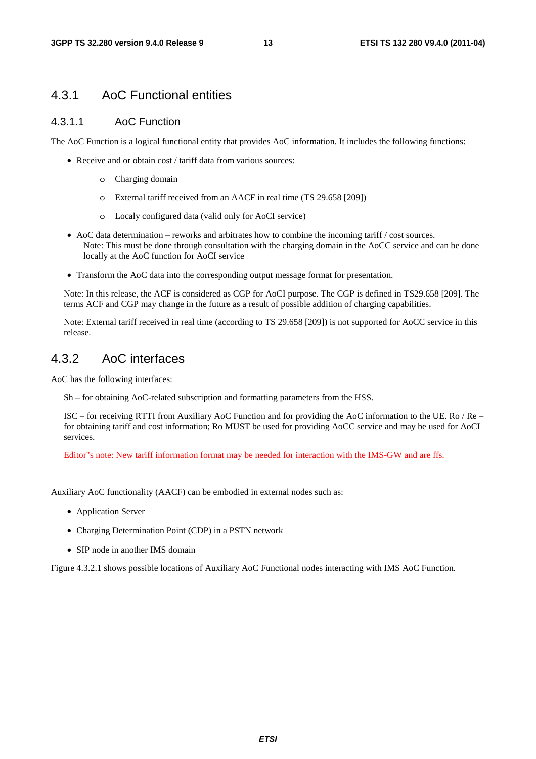### 4.3.1 AoC Functional entities

#### 4.3.1.1 AoC Function

The AoC Function is a logical functional entity that provides AoC information. It includes the following functions:

- Receive and or obtain cost / tariff data from various sources:
    - Charging domain
    - External tariff received from an AACF in real time (TS 29.658 [209])
    - Localy configured data (valid only for AoCI service)
- AoC data determination – reworks and arbitrates how to combine the incoming tariff / cost sources.
  Note: This must be done through consultation with the charging domain in the AoCC service and can be done locally at the AoC function for AoCI service
- Transform the AoC data into the corresponding output message format for presentation.

Note: In this release, the ACF is considered as CGP for AoCI purpose. The CGP is defined in TS29.658 [209]. The terms ACF and CGP may change in the future as a result of possible addition of charging capabilities.

Note: External tariff received in real time (according to TS 29.658 [209]) is not supported for AoCC service in this release.

### 4.3.2 AoC interfaces

AoC has the following interfaces:

Sh – for obtaining AoC-related subscription and formatting parameters from the HSS.

ISC – for receiving RTTI from Auxiliary AoC Function and for providing the AoC information to the UE. Ro / Re – for obtaining tariff and cost information; Ro MUST be used for providing AoCC service and may be used for AoCI services.

Editor"s note: New tariff information format may be needed for interaction with the IMS-GW and are ffs.

Auxiliary AoC functionality (AACF) can be embodied in external nodes such as:

- Application Server
- Charging Determination Point (CDP) in a PSTN network
- SIP node in another IMS domain

Figure 4.3.2.1 shows possible locations of Auxiliary AoC Functional nodes interacting with IMS AoC Function.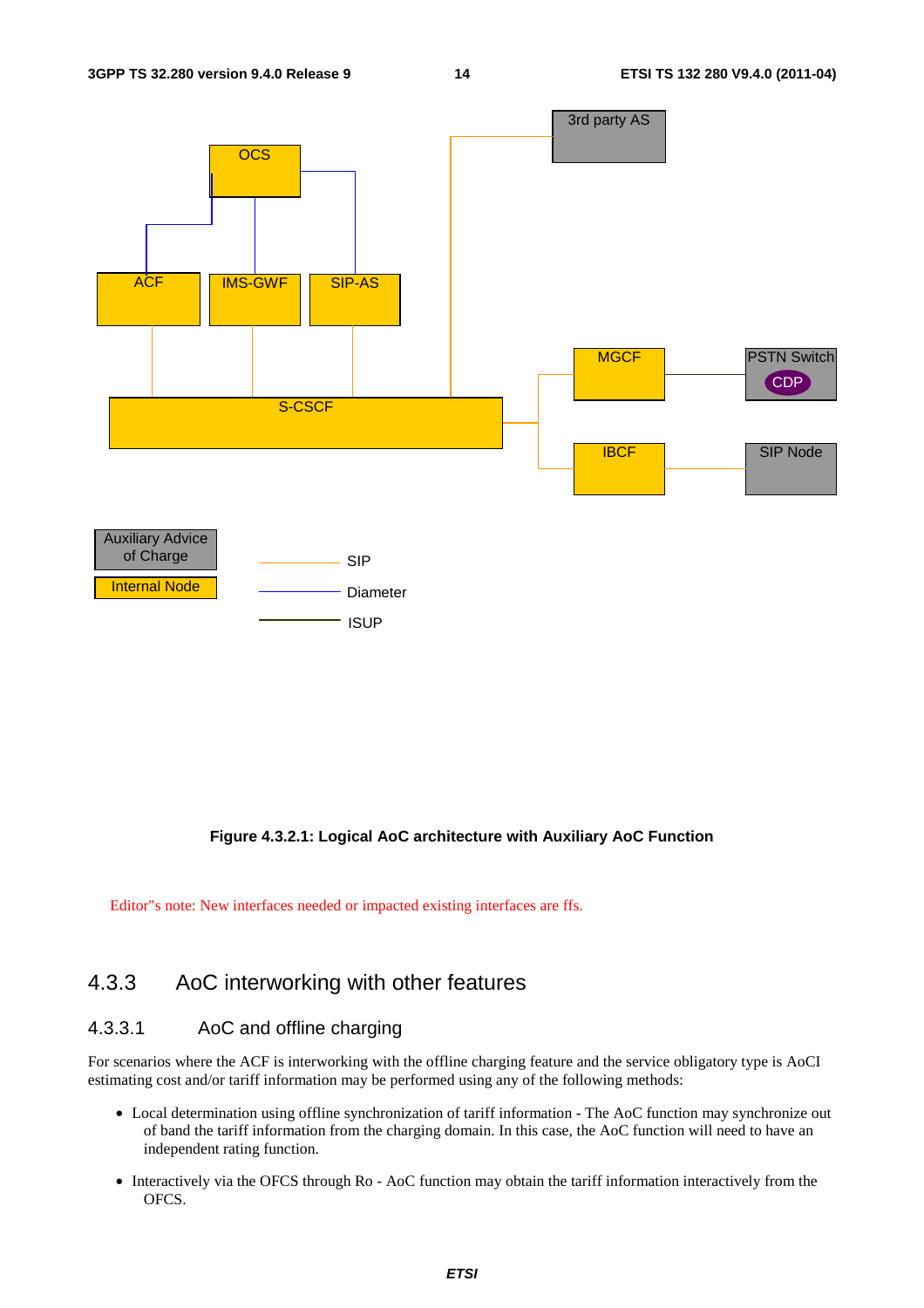Figure 4.3.2.1: Logical AoC architecture with Auxiliary AoC Function

Editor"s note: New interfaces needed or impacted existing interfaces are ffs.

## 4.3.3 AoC interworking with other features

### 4.3.3.1 AoC and offline charging

For scenarios where the ACF is interworking with the offline charging feature and the service obligatory type is AoCI estimating cost and/or tariff information may be performed using any of the following methods:

- Local determination using offline synchronization of tariff information - The AoC function may synchronize out of band the tariff information from the charging domain. In this case, the AoC function will need to have an independent rating function.
- Interactively via the OFCS through Ro - AoC function may obtain the tariff information interactively from the OFCS.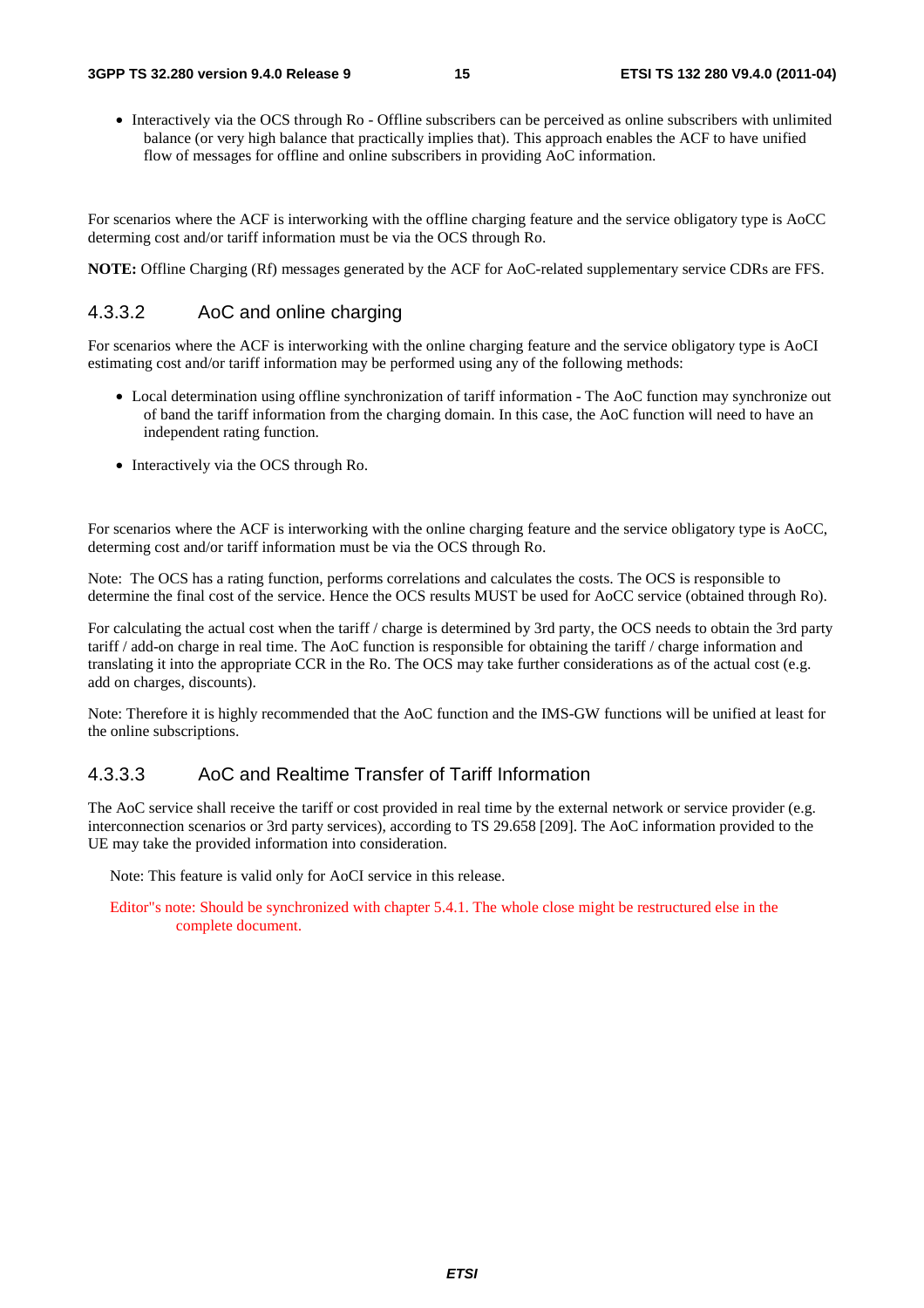- Interactively via the OCS through Ro - Offline subscribers can be perceived as online subscribers with unlimited balance (or very high balance that practically implies that). This approach enables the ACF to have unified flow of messages for offline and online subscribers in providing AoC information.

For scenarios where the ACF is interworking with the offline charging feature and the service obligatory type is AoCC determing cost and/or tariff information must be via the OCS through Ro.

**NOTE:** Offline Charging (Rf) messages generated by the ACF for AoC-related supplementary service CDRs are FFS.

### 4.3.3.2 AoC and online charging

For scenarios where the ACF is interworking with the online charging feature and the service obligatory type is AoCI estimating cost and/or tariff information may be performed using any of the following methods:

- Local determination using offline synchronization of tariff information - The AoC function may synchronize out of band the tariff information from the charging domain. In this case, the AoC function will need to have an independent rating function.
- Interactively via the OCS through Ro.

For scenarios where the ACF is interworking with the online charging feature and the service obligatory type is AoCC, determing cost and/or tariff information must be via the OCS through Ro.

Note: The OCS has a rating function, performs correlations and calculates the costs. The OCS is responsible to determine the final cost of the service. Hence the OCS results MUST be used for AoCC service (obtained through Ro).

For calculating the actual cost when the tariff / charge is determined by 3rd party, the OCS needs to obtain the 3rd party tariff / add-on charge in real time. The AoC function is responsible for obtaining the tariff / charge information and translating it into the appropriate CCR in the Ro. The OCS may take further considerations as of the actual cost (e.g. add on charges, discounts).

Note: Therefore it is highly recommended that the AoC function and the IMS-GW functions will be unified at least for the online subscriptions.

### 4.3.3.3 AoC and Realtime Transfer of Tariff Information

The AoC service shall receive the tariff or cost provided in real time by the external network or service provider (e.g. interconnection scenarios or 3rd party services), according to TS 29.658 [209]. The AoC information provided to the UE may take the provided information into consideration.

Note: This feature is valid only for AoCI service in this release.

Editor"s note: Should be synchronized with chapter 5.4.1. The whole close might be restructured else in the complete document.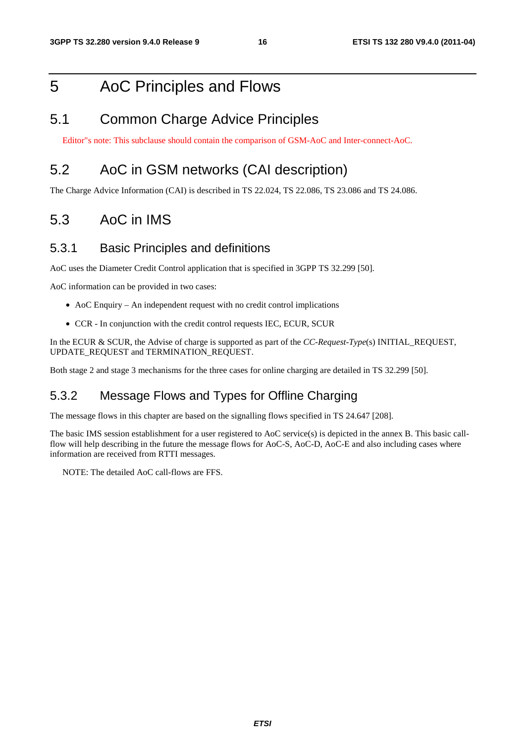# 5 AoC Principles and Flows

## 5.1 Common Charge Advice Principles

Editor"s note: This subclause should contain the comparison of GSM-AoC and Inter-connect-AoC.

## 5.2 AoC in GSM networks (CAI description)

The Charge Advice Information (CAI) is described in TS 22.024, TS 22.086, TS 23.086 and TS 24.086.

## 5.3 AoC in IMS

### 5.3.1 Basic Principles and definitions

AoC uses the Diameter Credit Control application that is specified in 3GPP TS 32.299 [50].

AoC information can be provided in two cases:

- AoC Enquiry – An independent request with no credit control implications
- CCR - In conjunction with the credit control requests IEC, ECUR, SCUR

In the ECUR & SCUR, the Advise of charge is supported as part of the *CC-Request-Type*(s) INITIAL_REQUEST, UPDATE_REQUEST and TERMINATION_REQUEST.

Both stage 2 and stage 3 mechanisms for the three cases for online charging are detailed in TS 32.299 [50].

### 5.3.2 Message Flows and Types for Offline Charging

The message flows in this chapter are based on the signalling flows specified in TS 24.647 [208].

The basic IMS session establishment for a user registered to AoC service(s) is depicted in the annex B. This basic call-flow will help describing in the future the message flows for AoC-S, AoC-D, AoC-E and also including cases where information are received from RTTI messages.

NOTE: The detailed AoC call-flows are FFS.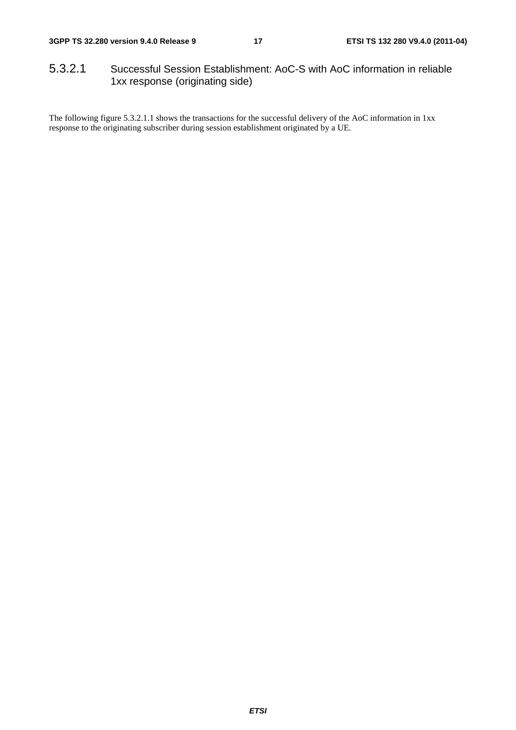#### 5.3.2.1 Successful Session Establishment: AoC-S with AoC information in reliable 1xx response (originating side)

The following figure 5.3.2.1.1 shows the transactions for the successful delivery of the AoC information in 1xx response to the originating subscriber during session establishment originated by a UE.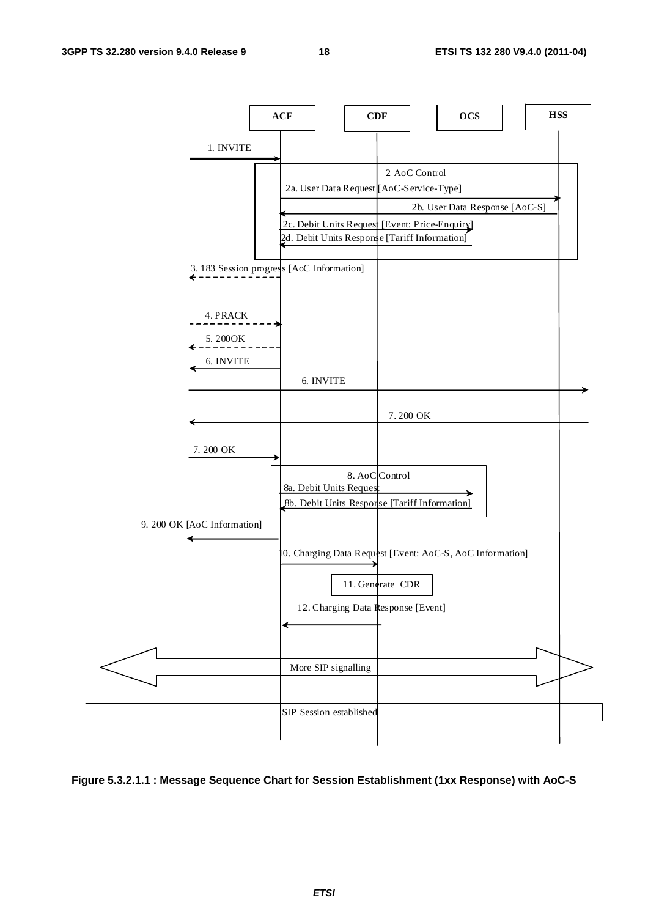| | ACF | CDF | OCS | HSS |
|---|---|---|---|---|

1. INVITE

2 AoC Control

2a. User Data Request [AoC-Service-Type]

2b. User Data Response [AoC-S]

2c. Debit Units Request [Event: Price-Enquiry]

2d. Debit Units Response [Tariff Information]

3. 183 Session progress [AoC Information]

4. PRACK

5. 200OK

6. INVITE

6. INVITE

7. 200 OK

7. 200 OK

8. AoC Control

8a. Debit Units Request

8b. Debit Units Response [Tariff Information]

9. 200 OK [AoC Information]

10. Charging Data Request [Event: AoC-S, AoC Information]

11. Generate CDR

12. Charging Data Response [Event]

More SIP signalling

SIP Session established

**Figure 5.3.2.1.1 : Message Sequence Chart for Session Establishment (1xx Response) with AoC-S**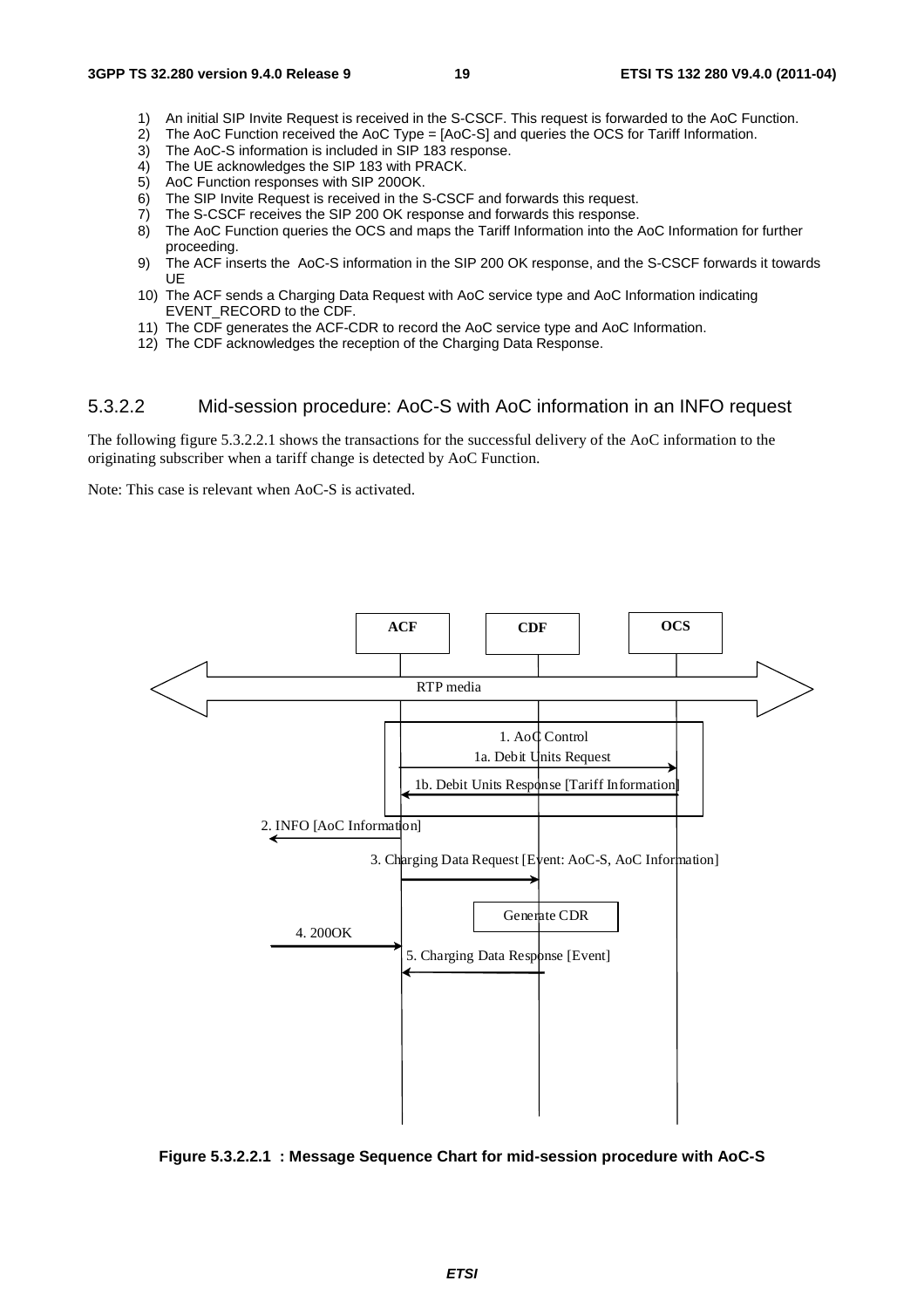1) An initial SIP Invite Request is received in the S-CSCF. This request is forwarded to the AoC Function.
2) The AoC Function received the AoC Type = [AoC-S] and queries the OCS for Tariff Information.
3) The AoC-S information is included in SIP 183 response.
4) The UE acknowledges the SIP 183 with PRACK.
5) AoC Function responses with SIP 200OK.
6) The SIP Invite Request is received in the S-CSCF and forwards this request.
7) The S-CSCF receives the SIP 200 OK response and forwards this response.
8) The AoC Function queries the OCS and maps the Tariff Information into the AoC Information for further proceeding.
9) The ACF inserts the AoC-S information in the SIP 200 OK response, and the S-CSCF forwards it towards UE
10) The ACF sends a Charging Data Request with AoC service type and AoC Information indicating EVENT_RECORD to the CDF.
11) The CDF generates the ACF-CDR to record the AoC service type and AoC Information.
12) The CDF acknowledges the reception of the Charging Data Response.

### 5.3.2.2 Mid-session procedure: AoC-S with AoC information in an INFO request

The following figure 5.3.2.2.1 shows the transactions for the successful delivery of the AoC information to the originating subscriber when a tariff change is detected by AoC Function.

Note: This case is relevant when AoC-S is activated.

ACF | CDF | OCS

RTP media

1. AoC Control
1a. Debit Units Request
1b. Debit Units Response [Tariff Information]
2. INFO [AoC Information]
3. Charging Data Request [Event: AoC-S, AoC Information]
Generate CDR
4. 200OK
5. Charging Data Response [Event]

**Figure 5.3.2.2.1 : Message Sequence Chart for mid-session procedure with AoC-S**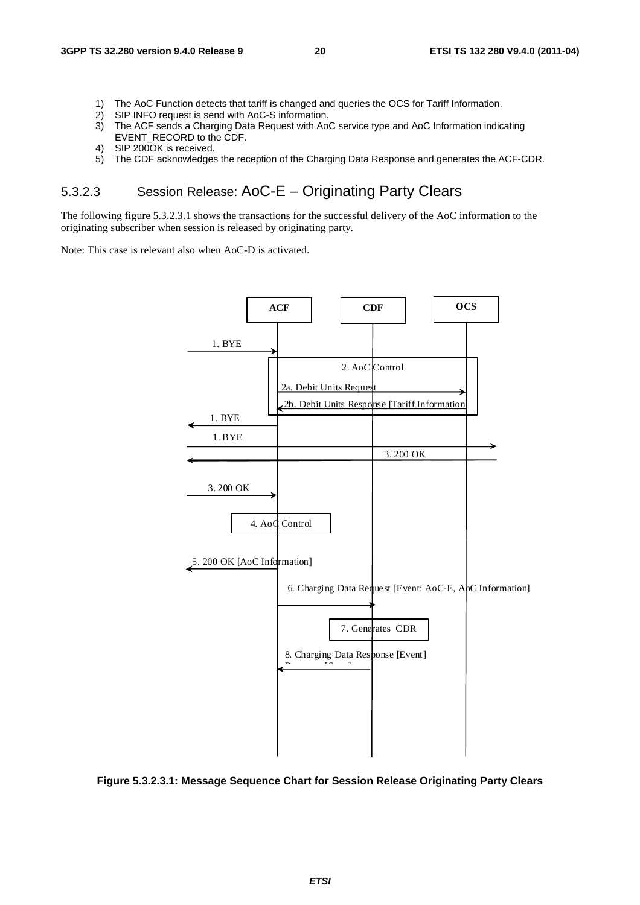1) The AoC Function detects that tariff is changed and queries the OCS for Tariff Information.
2) SIP INFO request is send with AoC-S information.
3) The ACF sends a Charging Data Request with AoC service type and AoC Information indicating EVENT_RECORD to the CDF.
4) SIP 200OK is received.
5) The CDF acknowledges the reception of the Charging Data Response and generates the ACF-CDR.

### 5.3.2.3 Session Release: AoC-E – Originating Party Clears

The following figure 5.3.2.3.1 shows the transactions for the successful delivery of the AoC information to the originating subscriber when session is released by originating party.

Note: This case is relevant also when AoC-D is activated.

**Figure 5.3.2.3.1: Message Sequence Chart for Session Release Originating Party Clears**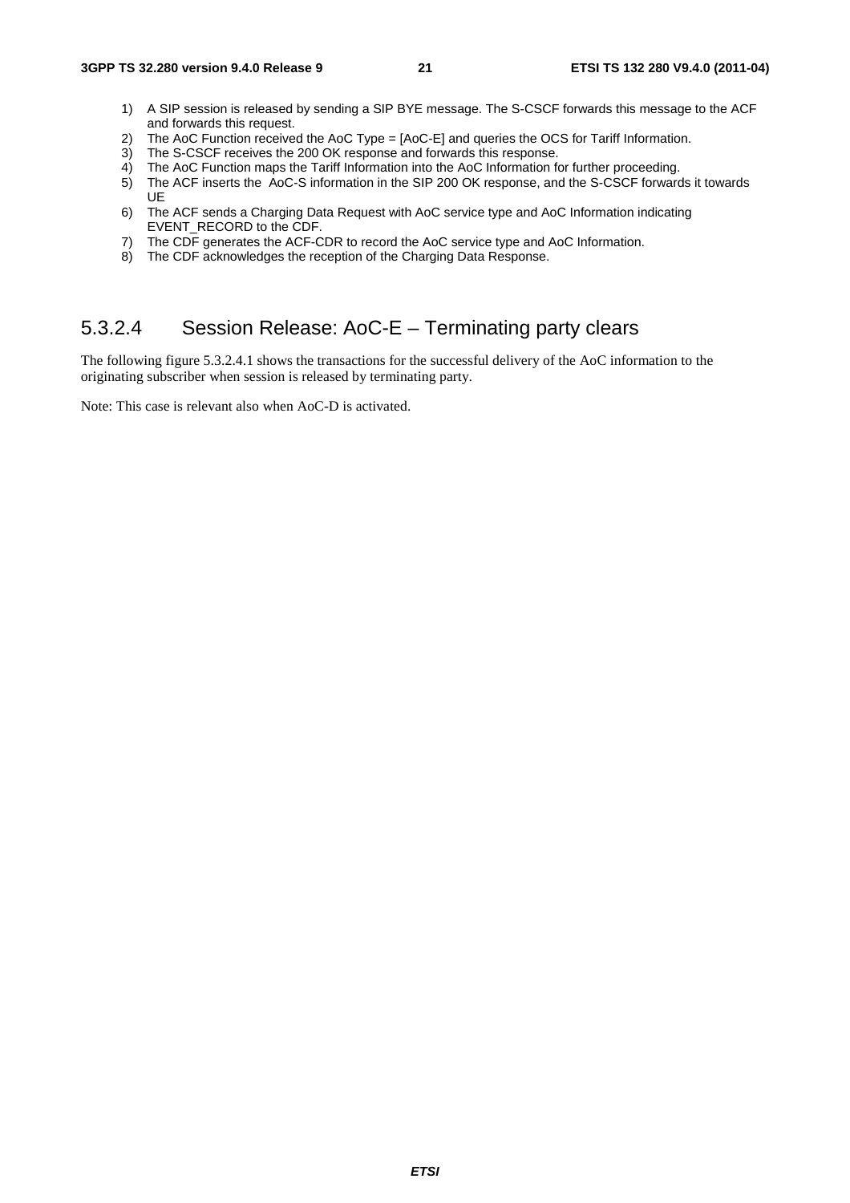1) A SIP session is released by sending a SIP BYE message. The S-CSCF forwards this message to the ACF and forwards this request.
2) The AoC Function received the AoC Type = [AoC-E] and queries the OCS for Tariff Information.
3) The S-CSCF receives the 200 OK response and forwards this response.
4) The AoC Function maps the Tariff Information into the AoC Information for further proceeding.
5) The ACF inserts the AoC-S information in the SIP 200 OK response, and the S-CSCF forwards it towards UE
6) The ACF sends a Charging Data Request with AoC service type and AoC Information indicating EVENT_RECORD to the CDF.
7) The CDF generates the ACF-CDR to record the AoC service type and AoC Information.
8) The CDF acknowledges the reception of the Charging Data Response.

### 5.3.2.4 Session Release: AoC-E – Terminating party clears

The following figure 5.3.2.4.1 shows the transactions for the successful delivery of the AoC information to the originating subscriber when session is released by terminating party.

Note: This case is relevant also when AoC-D is activated.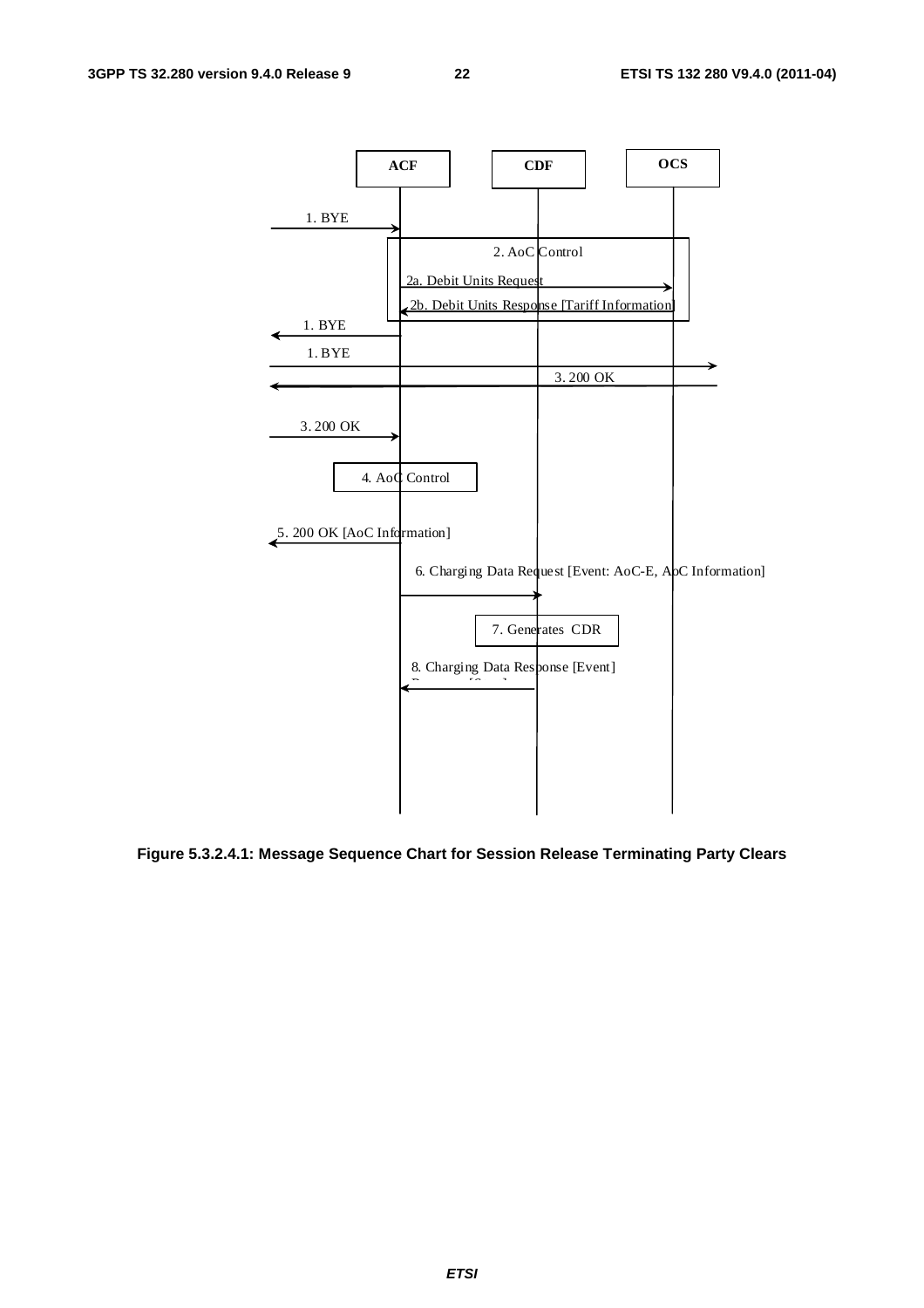| ACF | CDF | OCS |
| --- | --- | --- |

1. BYE

2. AoC Control

2a. Debit Units Request

2b. Debit Units Response [Tariff Information]

1. BYE

1. BYE

3. 200 OK

3. 200 OK

4. AoC Control

5. 200 OK [AoC Information]

6. Charging Data Request [Event: AoC-E, AoC Information]

7. Generates CDR

8. Charging Data Response [Event]

**Figure 5.3.2.4.1: Message Sequence Chart for Session Release Terminating Party Clears**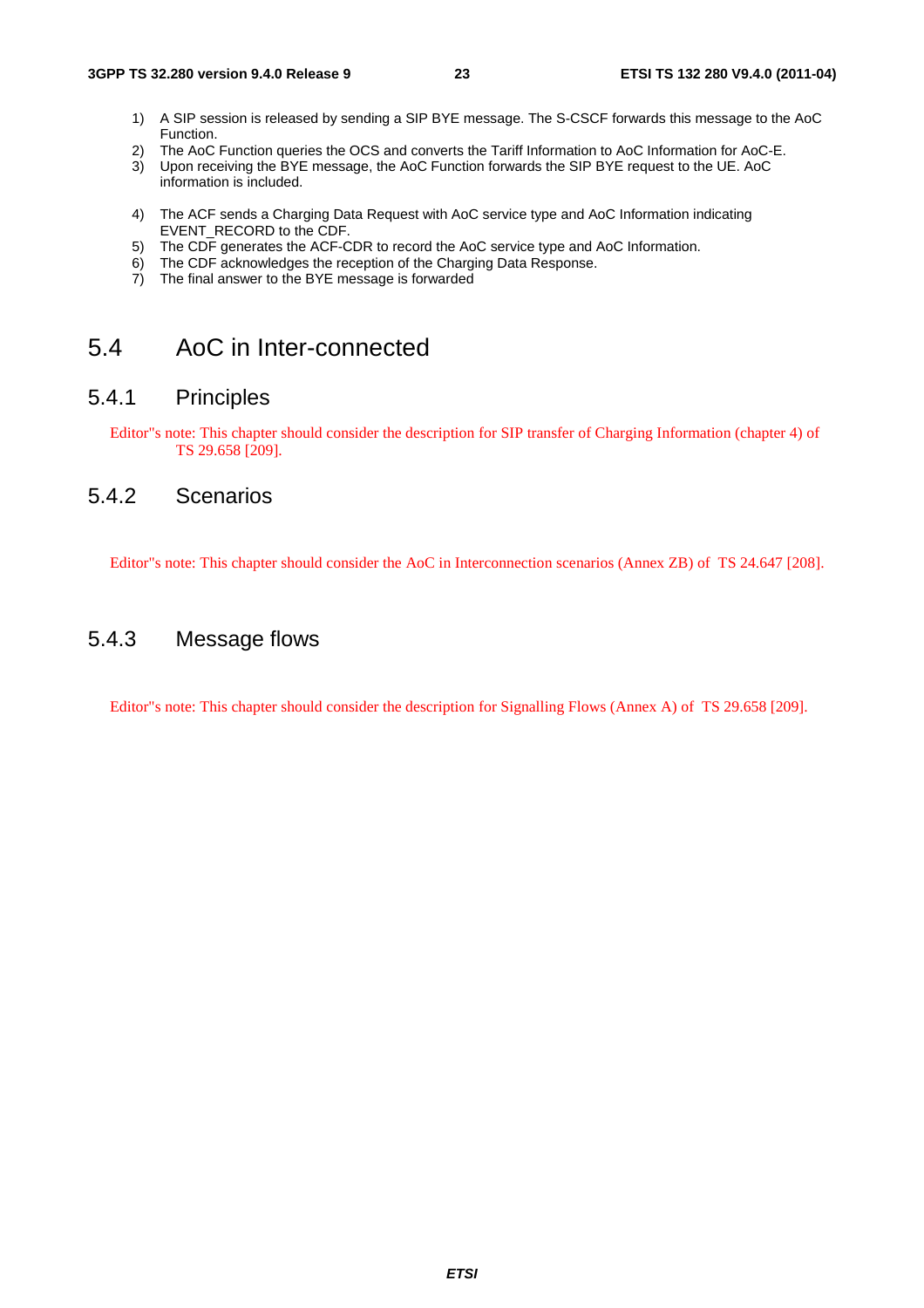1) A SIP session is released by sending a SIP BYE message. The S-CSCF forwards this message to the AoC Function.
2) The AoC Function queries the OCS and converts the Tariff Information to AoC Information for AoC-E.
3) Upon receiving the BYE message, the AoC Function forwards the SIP BYE request to the UE. AoC information is included.
4) The ACF sends a Charging Data Request with AoC service type and AoC Information indicating EVENT_RECORD to the CDF.
5) The CDF generates the ACF-CDR to record the AoC service type and AoC Information.
6) The CDF acknowledges the reception of the Charging Data Response.
7) The final answer to the BYE message is forwarded

# 5.4 AoC in Inter-connected

## 5.4.1 Principles

Editor"s note: This chapter should consider the description for SIP transfer of Charging Information (chapter 4) of TS 29.658 [209].

## 5.4.2 Scenarios

Editor"s note: This chapter should consider the AoC in Interconnection scenarios (Annex ZB) of TS 24.647 [208].

## 5.4.3 Message flows

Editor"s note: This chapter should consider the description for Signalling Flows (Annex A) of TS 29.658 [209].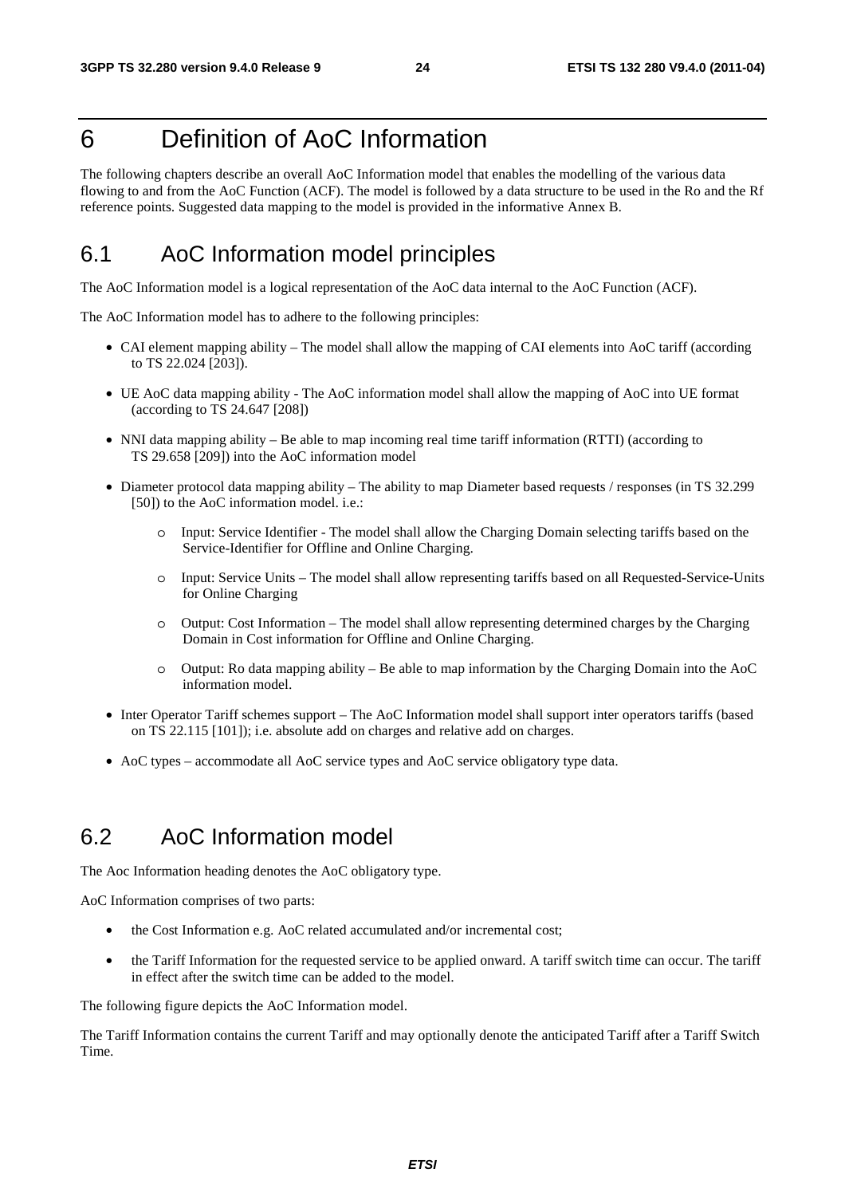# 6 Definition of AoC Information

The following chapters describe an overall AoC Information model that enables the modelling of the various data flowing to and from the AoC Function (ACF). The model is followed by a data structure to be used in the Ro and the Rf reference points. Suggested data mapping to the model is provided in the informative Annex B.

## 6.1 AoC Information model principles

The AoC Information model is a logical representation of the AoC data internal to the AoC Function (ACF).

The AoC Information model has to adhere to the following principles:

- CAI element mapping ability – The model shall allow the mapping of CAI elements into AoC tariff (according to TS 22.024 [203]).
- UE AoC data mapping ability - The AoC information model shall allow the mapping of AoC into UE format (according to TS 24.647 [208])
- NNI data mapping ability – Be able to map incoming real time tariff information (RTTI) (according to TS 29.658 [209]) into the AoC information model
- Diameter protocol data mapping ability – The ability to map Diameter based requests / responses (in TS 32.299 [50]) to the AoC information model. i.e.:
    - Input: Service Identifier - The model shall allow the Charging Domain selecting tariffs based on the Service-Identifier for Offline and Online Charging.
    - Input: Service Units – The model shall allow representing tariffs based on all Requested-Service-Units for Online Charging
    - Output: Cost Information – The model shall allow representing determined charges by the Charging Domain in Cost information for Offline and Online Charging.
    - Output: Ro data mapping ability – Be able to map information by the Charging Domain into the AoC information model.
- Inter Operator Tariff schemes support – The AoC Information model shall support inter operators tariffs (based on TS 22.115 [101]); i.e. absolute add on charges and relative add on charges.
- AoC types – accommodate all AoC service types and AoC service obligatory type data.

## 6.2 AoC Information model

The Aoc Information heading denotes the AoC obligatory type.

AoC Information comprises of two parts:

- the Cost Information e.g. AoC related accumulated and/or incremental cost;
- the Tariff Information for the requested service to be applied onward. A tariff switch time can occur. The tariff in effect after the switch time can be added to the model.

The following figure depicts the AoC Information model.

The Tariff Information contains the current Tariff and may optionally denote the anticipated Tariff after a Tariff Switch Time.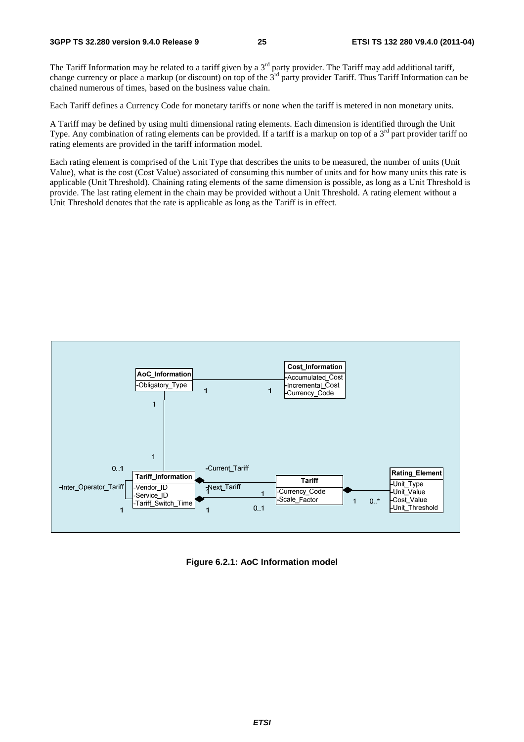The Tariff Information may be related to a tariff given by a 3rd party provider. The Tariff may add additional tariff, change currency or place a markup (or discount) on top of the 3rd party provider Tariff. Thus Tariff Information can be chained numerous of times, based on the business value chain.

Each Tariff defines a Currency Code for monetary tariffs or none when the tariff is metered in non monetary units.

A Tariff may be defined by using multi dimensional rating elements. Each dimension is identified through the Unit Type. Any combination of rating elements can be provided. If a tariff is a markup on top of a 3rd part provider tariff no rating elements are provided in the tariff information model.

Each rating element is comprised of the Unit Type that describes the units to be measured, the number of units (Unit Value), what is the cost (Cost Value) associated of consuming this number of units and for how many units this rate is applicable (Unit Threshold). Chaining rating elements of the same dimension is possible, as long as a Unit Threshold is provide. The last rating element in the chain may be provided without a Unit Threshold. A rating element without a Unit Threshold denotes that the rate is applicable as long as the Tariff is in effect.

**Figure 6.2.1: AoC Information model**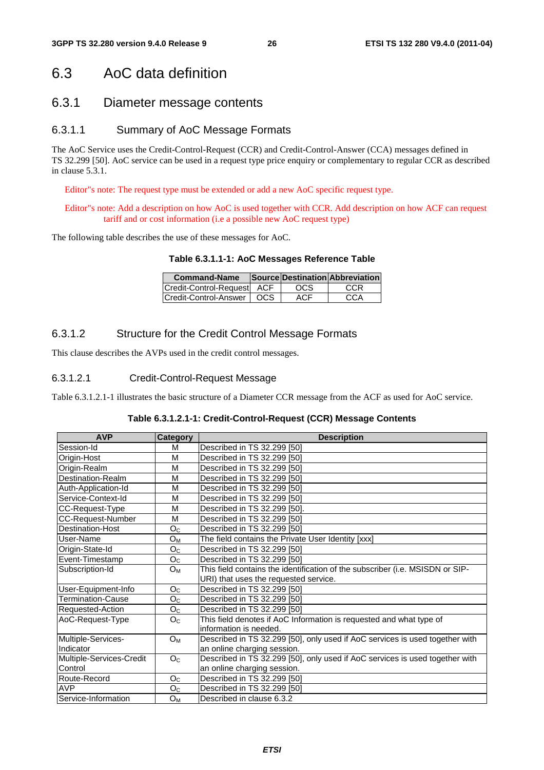## 6.3 AoC data definition

### 6.3.1 Diameter message contents

#### 6.3.1.1 Summary of AoC Message Formats

The AoC Service uses the Credit-Control-Request (CCR) and Credit-Control-Answer (CCA) messages defined in TS 32.299 [50]. AoC service can be used in a request type price enquiry or complementary to regular CCR as described in clause 5.3.1.

Editor"s note: The request type must be extended or add a new AoC specific request type.

Editor"s note: Add a description on how AoC is used together with CCR. Add description on how ACF can request tariff and or cost information (i.e a possible new AoC request type)

The following table describes the use of these messages for AoC.

**Table 6.3.1.1-1: AoC Messages Reference Table**

| Command-Name | Source | Destination | Abbreviation |
|---|---|---|---|
| Credit-Control-Request | ACF | OCS | CCR |
| Credit-Control-Answer | OCS | ACF | CCA |

#### 6.3.1.2 Structure for the Credit Control Message Formats

This clause describes the AVPs used in the credit control messages.

##### 6.3.1.2.1 Credit-Control-Request Message

Table 6.3.1.2.1-1 illustrates the basic structure of a Diameter CCR message from the ACF as used for AoC service.

**Table 6.3.1.2.1-1: Credit-Control-Request (CCR) Message Contents**

| AVP | Category | Description |
|---|---|---|
| Session-Id | M | Described in TS 32.299 [50] |
| Origin-Host | M | Described in TS 32.299 [50] |
| Origin-Realm | M | Described in TS 32.299 [50] |
| Destination-Realm | M | Described in TS 32.299 [50] |
| Auth-Application-Id | M | Described in TS 32.299 [50] |
| Service-Context-Id | M | Described in TS 32.299 [50] |
| CC-Request-Type | M | Described in TS 32.299 [50]. |
| CC-Request-Number | M | Described in TS 32.299 [50] |
| Destination-Host | $O_C$ | Described in TS 32.299 [50] |
| User-Name | $O_M$ | The field contains the Private User Identity [xxx] |
| Origin-State-Id | $O_C$ | Described in TS 32.299 [50] |
| Event-Timestamp | $O_C$ | Described in TS 32.299 [50] |
| Subscription-Id | $O_M$ | This field contains the identification of the subscriber (i.e. MSISDN or SIP-URI) that uses the requested service. |
| User-Equipment-Info | $O_C$ | Described in TS 32.299 [50] |
| Termination-Cause | $O_C$ | Described in TS 32.299 [50] |
| Requested-Action | $O_C$ | Described in TS 32.299 [50] |
| AoC-Request-Type | $O_C$ | This field denotes if AoC Information is requested and what type of information is needed. |
| Multiple-Services-Indicator | $O_M$ | Described in TS 32.299 [50], only used if AoC services is used together with an online charging session. |
| Multiple-Services-Credit Control | $O_C$ | Described in TS 32.299 [50], only used if AoC services is used together with an online charging session. |
| Route-Record | $O_C$ | Described in TS 32.299 [50] |
| AVP | $O_C$ | Described in TS 32.299 [50] |
| Service-Information | $O_M$ | Described in clause 6.3.2 |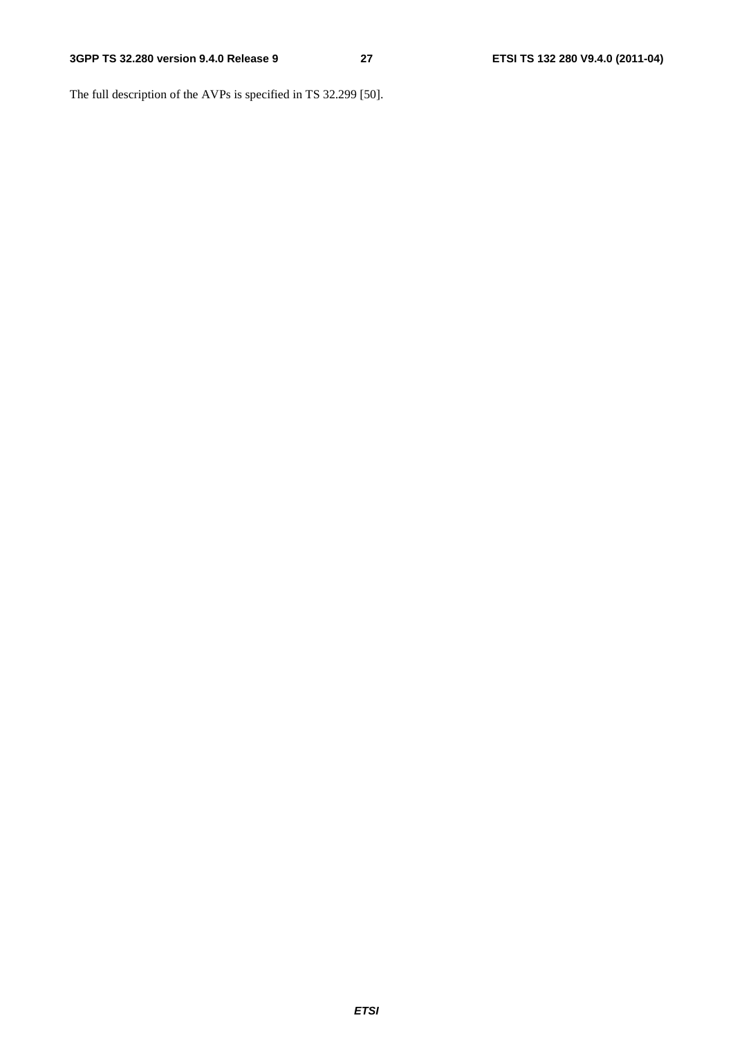The full description of the AVPs is specified in TS 32.299 [50].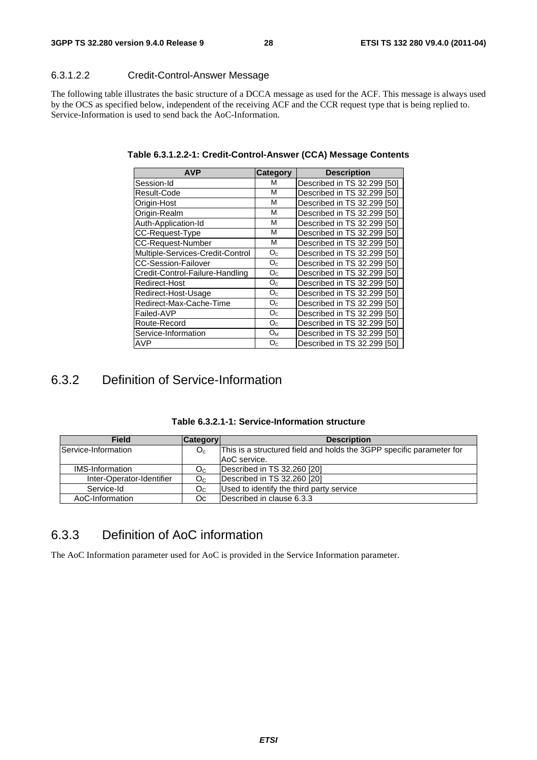#### 6.3.1.2.2 Credit-Control-Answer Message

The following table illustrates the basic structure of a DCCA message as used for the ACF. This message is always used by the OCS as specified below, independent of the receiving ACF and the CCR request type that is being replied to. Service-Information is used to send back the AoC-Information.

**Table 6.3.1.2.2-1: Credit-Control-Answer (CCA) Message Contents**

| AVP | Category | Description |
|---|---|---|
| Session-Id | M | Described in TS 32.299 [50] |
| Result-Code | M | Described in TS 32.299 [50] |
| Origin-Host | M | Described in TS 32.299 [50] |
| Origin-Realm | M | Described in TS 32.299 [50] |
| Auth-Application-Id | M | Described in TS 32.299 [50] |
| CC-Request-Type | M | Described in TS 32.299 [50] |
| CC-Request-Number | M | Described in TS 32.299 [50] |
| Multiple-Services-Credit-Control | $O_C$ | Described in TS 32.299 [50] |
| CC-Session-Failover | $O_C$ | Described in TS 32.299 [50] |
| Credit-Control-Failure-Handling | $O_C$ | Described in TS 32.299 [50] |
| Redirect-Host | $O_C$ | Described in TS 32.299 [50] |
| Redirect-Host-Usage | $O_C$ | Described in TS 32.299 [50] |
| Redirect-Max-Cache-Time | $O_C$ | Described in TS 32.299 [50] |
| Failed-AVP | $O_C$ | Described in TS 32.299 [50] |
| Route-Record | $O_C$ | Described in TS 32.299 [50] |
| Service-Information | $O_M$ | Described in TS 32.299 [50] |
| AVP | $O_C$ | Described in TS 32.299 [50] |

## 6.3.2 Definition of Service-Information

**Table 6.3.2.1-1: Service-Information structure**

| Field | Category | Description |
|---|---|---|
| Service-Information | $O_c$ | This is a structured field and holds the 3GPP specific parameter for AoC service. |
| IMS-Information | $O_C$ | Described in TS 32.260 [20] |
| Inter-Operator-Identifier | $O_C$ | Described in TS 32.260 [20] |
| Service-Id | $O_C$ | Used to identify the third party service |
| AoC-Information | Oc | Described in clause 6.3.3 |

## 6.3.3 Definition of AoC information

The AoC Information parameter used for AoC is provided in the Service Information parameter.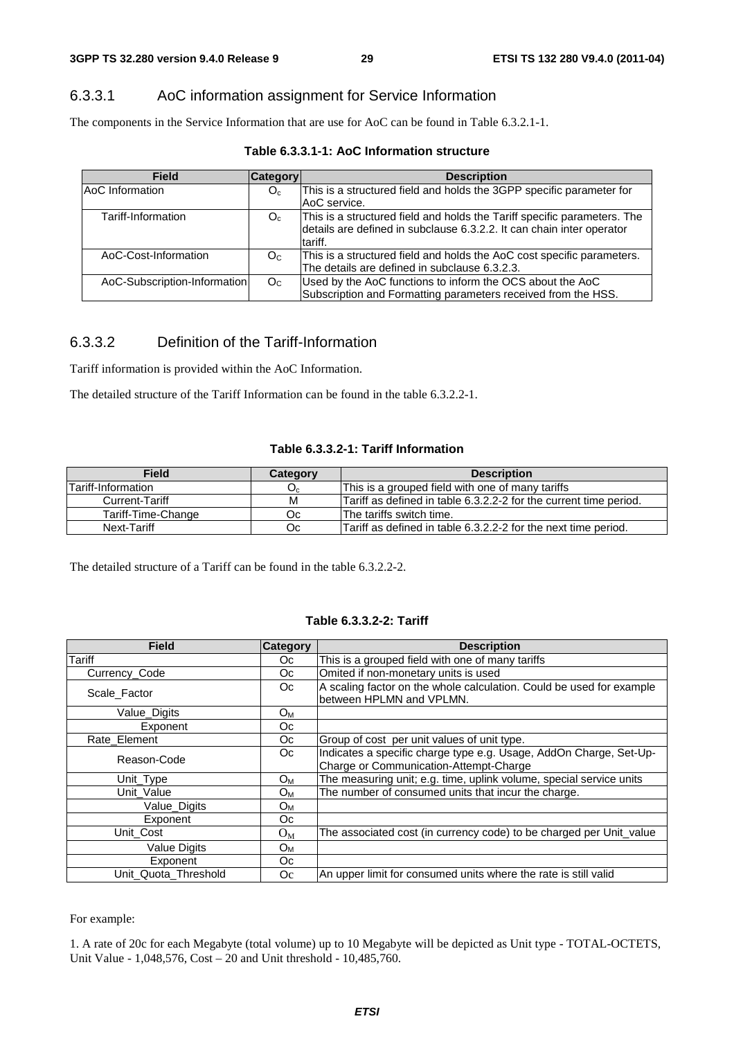### 6.3.3.1 AoC information assignment for Service Information

The components in the Service Information that are use for AoC can be found in Table 6.3.2.1-1.

**Table 6.3.3.1-1: AoC Information structure**

| Field | Category | Description |
|---|---|---|
| AoC Information | $O_c$ | This is a structured field and holds the 3GPP specific parameter for AoC service. |
| Tariff-Information | $O_c$ | This is a structured field and holds the Tariff specific parameters. The details are defined in subclause 6.3.2.2. It can chain inter operator tariff. |
| AoC-Cost-Information | $O_C$ | This is a structured field and holds the AoC cost specific parameters. The details are defined in subclause 6.3.2.3. |
| AoC-Subscription-Information | $O_C$ | Used by the AoC functions to inform the OCS about the AoC Subscription and Formatting parameters received from the HSS. |

### 6.3.3.2 Definition of the Tariff-Information

Tariff information is provided within the AoC Information.

The detailed structure of the Tariff Information can be found in the table 6.3.2.2-1.

**Table 6.3.3.2-1: Tariff Information**

| Field | Category | Description |
|---|---|---|
| Tariff-Information | $O_c$ | This is a grouped field with one of many tariffs |
| Current-Tariff | M | Tariff as defined in table 6.3.2.2-2 for the current time period. |
| Tariff-Time-Change | Oc | The tariffs switch time. |
| Next-Tariff | Oc | Tariff as defined in table 6.3.2.2-2 for the next time period. |

The detailed structure of a Tariff can be found in the table 6.3.2.2-2.

**Table 6.3.3.2-2: Tariff**

| Field | Category | Description |
|---|---|---|
| Tariff | Oc | This is a grouped field with one of many tariffs |
| Currency_Code | Oc | Omited if non-monetary units is used |
| Scale_Factor | Oc | A scaling factor on the whole calculation. Could be used for example between HPLMN and VPLMN. |
| Value_Digits | $O_M$ | |
| Exponent | Oc | |
| Rate_Element | Oc | Group of cost per unit values of unit type. |
| Reason-Code | Oc | Indicates a specific charge type e.g. Usage, AddOn Charge, Set-Up-Charge or Communication-Attempt-Charge |
| Unit_Type | $O_M$ | The measuring unit; e.g. time, uplink volume, special service units |
| Unit_Value | $O_M$ | The number of consumed units that incur the charge. |
| Value_Digits | $O_M$ | |
| Exponent | Oc | |
| Unit_Cost | $O_M$ | The associated cost (in currency code) to be charged per Unit_value |
| Value Digits | $O_M$ | |
| Exponent | Oc | |
| Unit_Quota_Threshold | Oc | An upper limit for consumed units where the rate is still valid |

For example:

1. A rate of 20c for each Megabyte (total volume) up to 10 Megabyte will be depicted as Unit type - TOTAL-OCTETS, Unit Value - 1,048,576, Cost – 20 and Unit threshold - 10,485,760.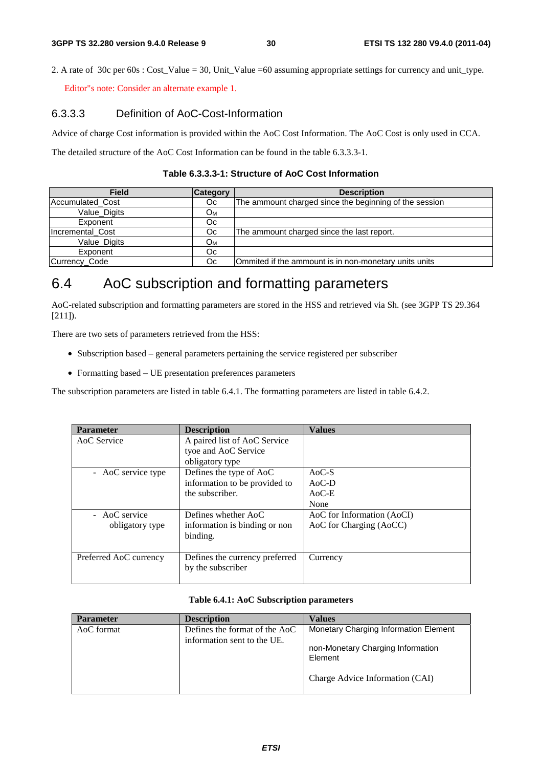2. A rate of 30c per 60s : Cost_Value = 30, Unit_Value =60 assuming appropriate settings for currency and unit_type.

Editor"s note: Consider an alternate example 1.

### 6.3.3.3 Definition of AoC-Cost-Information

Advice of charge Cost information is provided within the AoC Cost Information. The AoC Cost is only used in CCA.

The detailed structure of the AoC Cost Information can be found in the table 6.3.3.3-1.

**Table 6.3.3.3-1: Structure of AoC Cost Information**

| Field | Category | Description |
|---|---|---|
| Accumulated_Cost | Oc | The ammount charged since the beginning of the session |
| Value_Digits | $O_M$ | |
| Exponent | Oc | |
| Incremental_Cost | Oc | The ammount charged since the last report. |
| Value_Digits | $O_M$ | |
| Exponent | Oc | |
| Currency_Code | Oc | Ommited if the ammount is in non-monetary units units |

# 6.4 AoC subscription and formatting parameters

AoC-related subscription and formatting parameters are stored in the HSS and retrieved via Sh. (see 3GPP TS 29.364 [211]).

There are two sets of parameters retrieved from the HSS:

- Subscription based – general parameters pertaining the service registered per subscriber
- Formatting based – UE presentation preferences parameters

The subscription parameters are listed in table 6.4.1. The formatting parameters are listed in table 6.4.2.

| Parameter | Description | Values |
|---|---|---|
| AoC Service | A paired list of AoC Service tyoe and AoC Service obligatory type | |
| - AoC service type | Defines the type of AoC information to be provided to the subscriber. | AoC-S<br>AoC-D<br>AoC-E<br>None |
| - AoC service obligatory type | Defines whether AoC information is binding or non binding. | AoC for Information (AoCI)<br>AoC for Charging (AoCC) |
| Preferred AoC currency | Defines the currency preferred by the subscriber | Currency |

**Table 6.4.1: AoC Subscription parameters**

| Parameter | Description | Values |
|---|---|---|
| AoC format | Defines the format of the AoC information sent to the UE. | Monetary Charging Information Element<br><br>non-Monetary Charging Information Element<br><br>Charge Advice Information (CAI) |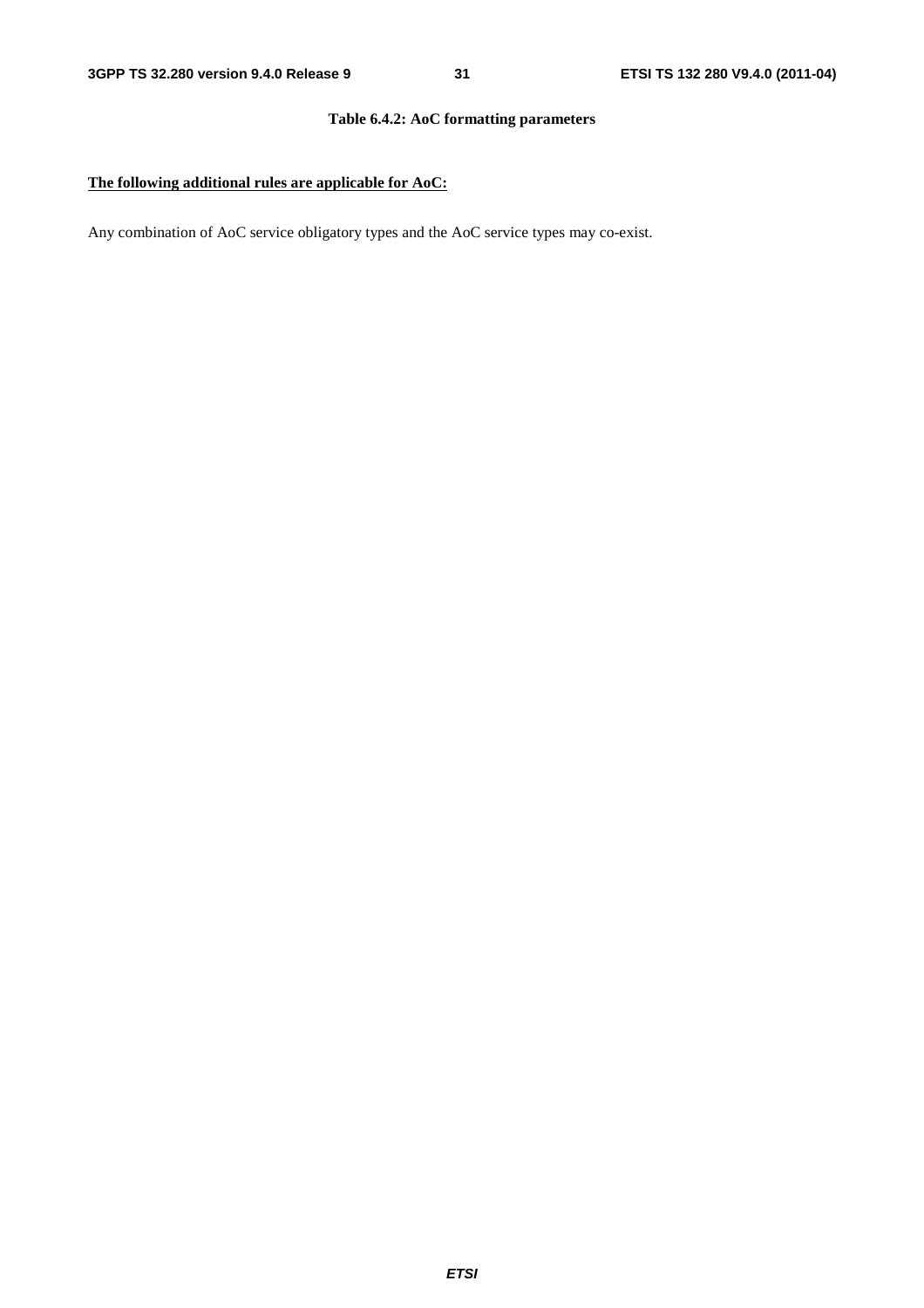**Table 6.4.2: AoC formatting parameters**

**<u>The following additional rules are applicable for AoC:</u>**

Any combination of AoC service obligatory types and the AoC service types may co-exist.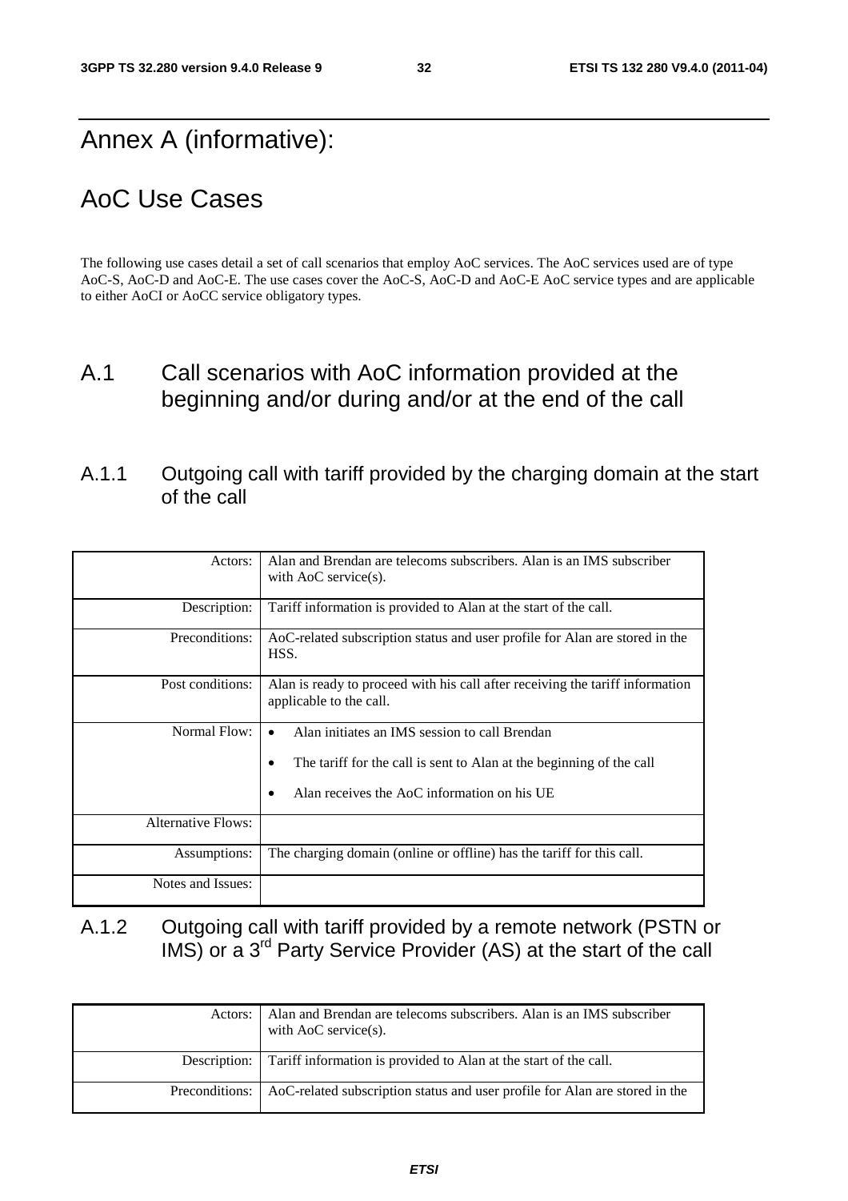# Annex A (informative):

# AoC Use Cases

The following use cases detail a set of call scenarios that employ AoC services. The AoC services used are of type AoC-S, AoC-D and AoC-E. The use cases cover the AoC-S, AoC-D and AoC-E AoC service types and are applicable to either AoCI or AoCC service obligatory types.

## A.1 Call scenarios with AoC information provided at the beginning and/or during and/or at the end of the call

### A.1.1 Outgoing call with tariff provided by the charging domain at the start of the call

| | |
|---|---|
| Actors: | Alan and Brendan are telecoms subscribers. Alan is an IMS subscriber with AoC service(s). |
| Description: | Tariff information is provided to Alan at the start of the call. |
| Preconditions: | AoC-related subscription status and user profile for Alan are stored in the HSS. |
| Post conditions: | Alan is ready to proceed with his call after receiving the tariff information applicable to the call. |
| Normal Flow: | • Alan initiates an IMS session to call Brendan<br>• The tariff for the call is sent to Alan at the beginning of the call<br>• Alan receives the AoC information on his UE |
| Alternative Flows: | |
| Assumptions: | The charging domain (online or offline) has the tariff for this call. |
| Notes and Issues: | |

### A.1.2 Outgoing call with tariff provided by a remote network (PSTN or IMS) or a 3rd Party Service Provider (AS) at the start of the call

| | |
|---|---|
| Actors: | Alan and Brendan are telecoms subscribers. Alan is an IMS subscriber with AoC service(s). |
| Description: | Tariff information is provided to Alan at the start of the call. |
| Preconditions: | AoC-related subscription status and user profile for Alan are stored in the |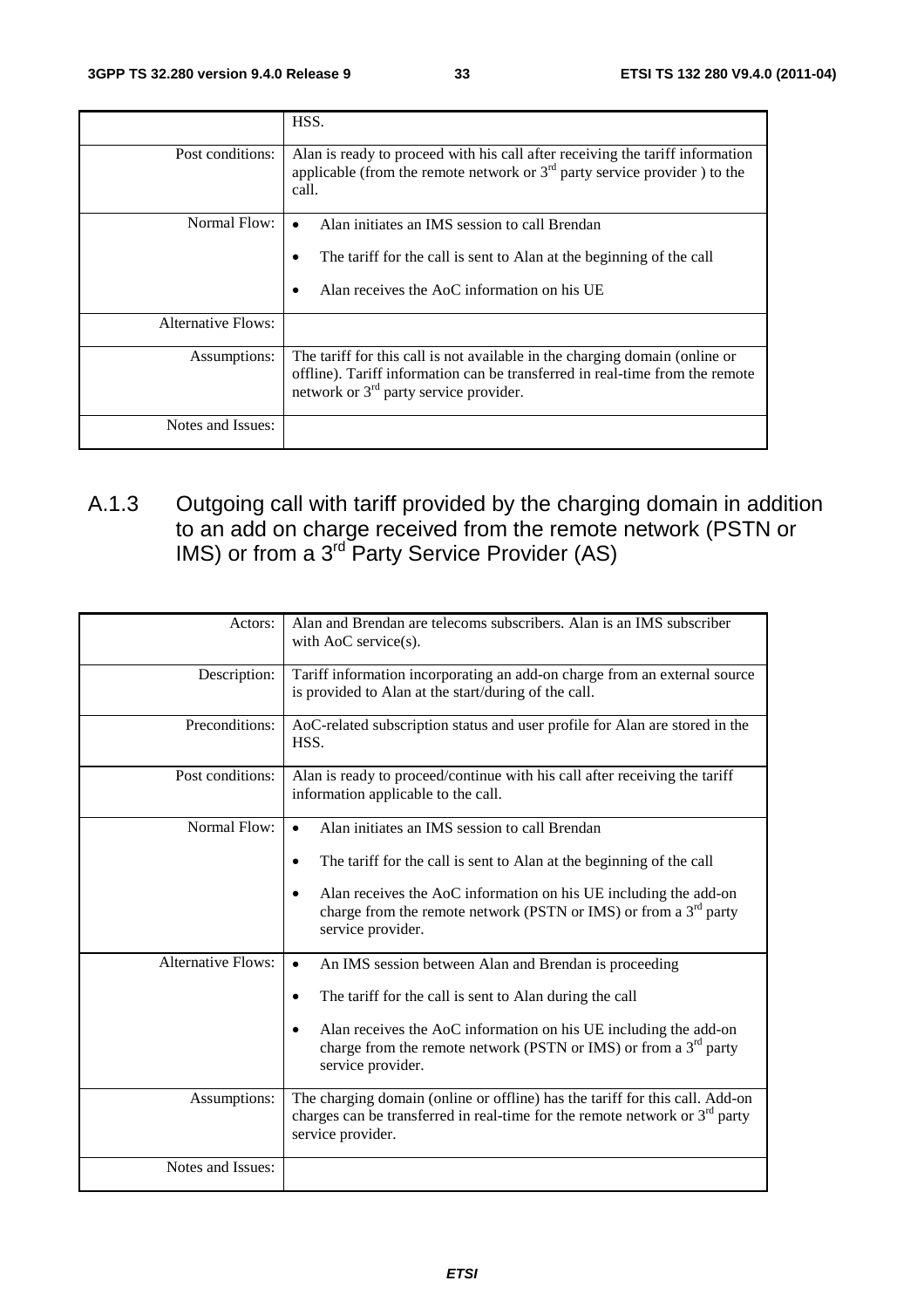| | |
|---|---|
| | HSS. |
| Post conditions: | Alan is ready to proceed with his call after receiving the tariff information applicable (from the remote network or 3rd party service provider ) to the call. |
| Normal Flow: | • Alan initiates an IMS session to call Brendan<br>• The tariff for the call is sent to Alan at the beginning of the call<br>• Alan receives the AoC information on his UE |
| Alternative Flows: | |
| Assumptions: | The tariff for this call is not available in the charging domain (online or offline). Tariff information can be transferred in real-time from the remote network or 3rd party service provider. |
| Notes and Issues: | |

### A.1.3 Outgoing call with tariff provided by the charging domain in addition to an add on charge received from the remote network (PSTN or IMS) or from a 3rd Party Service Provider (AS)

| | |
|---|---|
| Actors: | Alan and Brendan are telecoms subscribers. Alan is an IMS subscriber with AoC service(s). |
| Description: | Tariff information incorporating an add-on charge from an external source is provided to Alan at the start/during of the call. |
| Preconditions: | AoC-related subscription status and user profile for Alan are stored in the HSS. |
| Post conditions: | Alan is ready to proceed/continue with his call after receiving the tariff information applicable to the call. |
| Normal Flow: | • Alan initiates an IMS session to call Brendan<br>• The tariff for the call is sent to Alan at the beginning of the call<br>• Alan receives the AoC information on his UE including the add-on charge from the remote network (PSTN or IMS) or from a 3rd party service provider. |
| Alternative Flows: | • An IMS session between Alan and Brendan is proceeding<br>• The tariff for the call is sent to Alan during the call<br>• Alan receives the AoC information on his UE including the add-on charge from the remote network (PSTN or IMS) or from a 3rd party service provider. |
| Assumptions: | The charging domain (online or offline) has the tariff for this call. Add-on charges can be transferred in real-time for the remote network or 3rd party service provider. |
| Notes and Issues: | |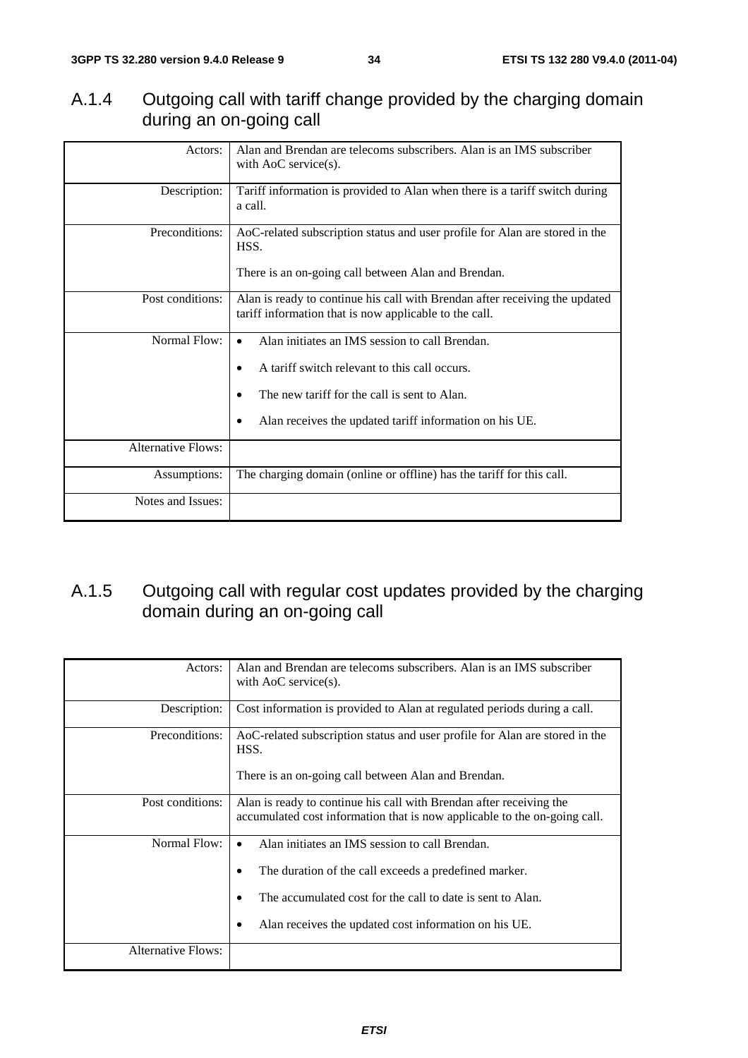## A.1.4 Outgoing call with tariff change provided by the charging domain during an on-going call

| | |
|---|---|
| Actors: | Alan and Brendan are telecoms subscribers. Alan is an IMS subscriber with AoC service(s). |
| Description: | Tariff information is provided to Alan when there is a tariff switch during a call. |
| Preconditions: | AoC-related subscription status and user profile for Alan are stored in the HSS.<br><br>There is an on-going call between Alan and Brendan. |
| Post conditions: | Alan is ready to continue his call with Brendan after receiving the updated tariff information that is now applicable to the call. |
| Normal Flow: | • Alan initiates an IMS session to call Brendan.<br>• A tariff switch relevant to this call occurs.<br>• The new tariff for the call is sent to Alan.<br>• Alan receives the updated tariff information on his UE. |
| Alternative Flows: | |
| Assumptions: | The charging domain (online or offline) has the tariff for this call. |
| Notes and Issues: | |

## A.1.5 Outgoing call with regular cost updates provided by the charging domain during an on-going call

| | |
|---|---|
| Actors: | Alan and Brendan are telecoms subscribers. Alan is an IMS subscriber with AoC service(s). |
| Description: | Cost information is provided to Alan at regulated periods during a call. |
| Preconditions: | AoC-related subscription status and user profile for Alan are stored in the HSS.<br><br>There is an on-going call between Alan and Brendan. |
| Post conditions: | Alan is ready to continue his call with Brendan after receiving the accumulated cost information that is now applicable to the on-going call. |
| Normal Flow: | • Alan initiates an IMS session to call Brendan.<br>• The duration of the call exceeds a predefined marker.<br>• The accumulated cost for the call to date is sent to Alan.<br>• Alan receives the updated cost information on his UE. |
| Alternative Flows: | |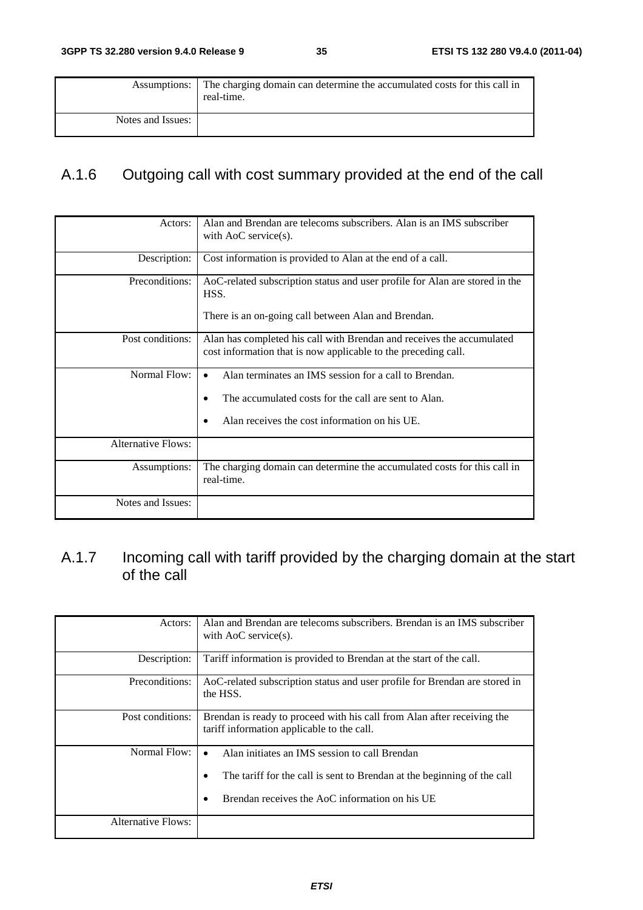| | |
|---|---|
| Assumptions: | The charging domain can determine the accumulated costs for this call in real-time. |
| Notes and Issues: | |

## A.1.6 Outgoing call with cost summary provided at the end of the call

| | |
|---|---|
| Actors: | Alan and Brendan are telecoms subscribers. Alan is an IMS subscriber with AoC service(s). |
| Description: | Cost information is provided to Alan at the end of a call. |
| Preconditions: | AoC-related subscription status and user profile for Alan are stored in the HSS.<br><br>There is an on-going call between Alan and Brendan. |
| Post conditions: | Alan has completed his call with Brendan and receives the accumulated cost information that is now applicable to the preceding call. |
| Normal Flow: | • Alan terminates an IMS session for a call to Brendan.<br>• The accumulated costs for the call are sent to Alan.<br>• Alan receives the cost information on his UE. |
| Alternative Flows: | |
| Assumptions: | The charging domain can determine the accumulated costs for this call in real-time. |
| Notes and Issues: | |

## A.1.7 Incoming call with tariff provided by the charging domain at the start of the call

| | |
|---|---|
| Actors: | Alan and Brendan are telecoms subscribers. Brendan is an IMS subscriber with AoC service(s). |
| Description: | Tariff information is provided to Brendan at the start of the call. |
| Preconditions: | AoC-related subscription status and user profile for Brendan are stored in the HSS. |
| Post conditions: | Brendan is ready to proceed with his call from Alan after receiving the tariff information applicable to the call. |
| Normal Flow: | • Alan initiates an IMS session to call Brendan<br>• The tariff for the call is sent to Brendan at the beginning of the call<br>• Brendan receives the AoC information on his UE |
| Alternative Flows: | |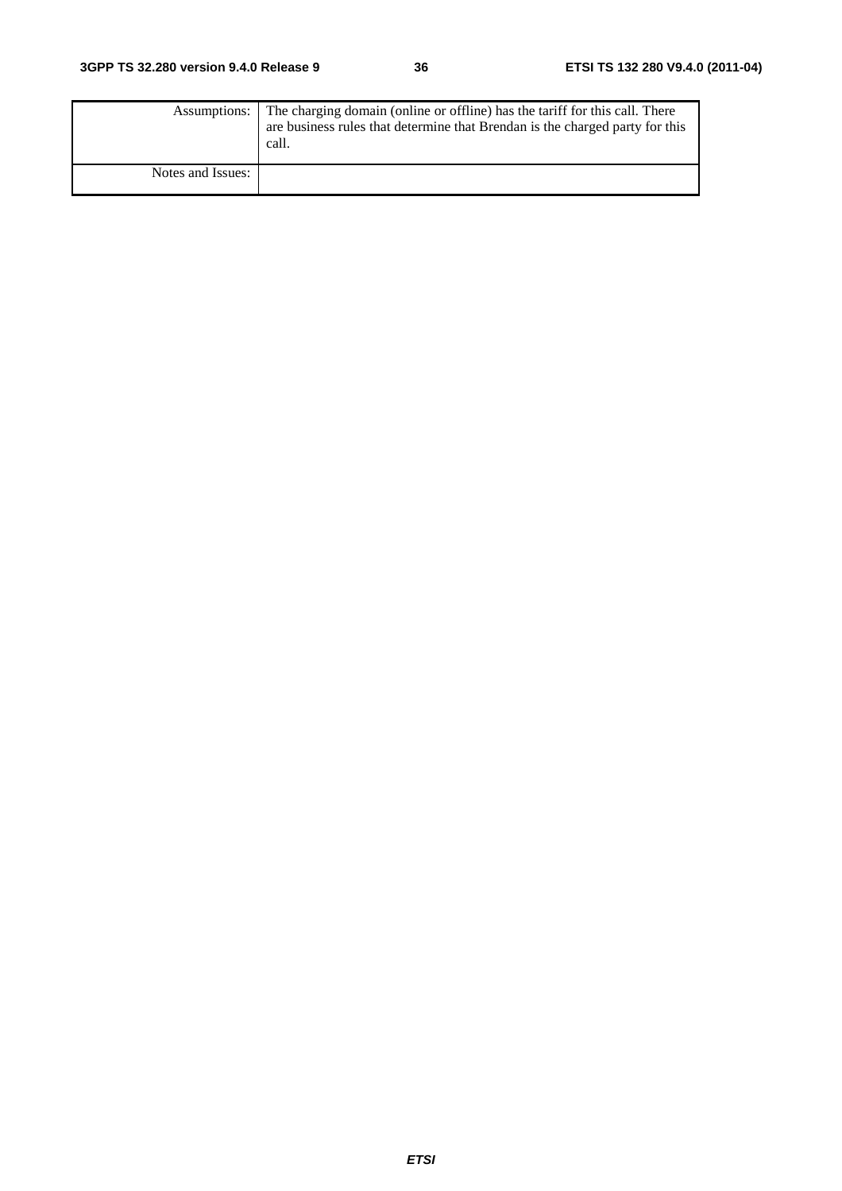| | |
|---|---|
| Assumptions: | The charging domain (online or offline) has the tariff for this call. There are business rules that determine that Brendan is the charged party for this call. |
| Notes and Issues: | |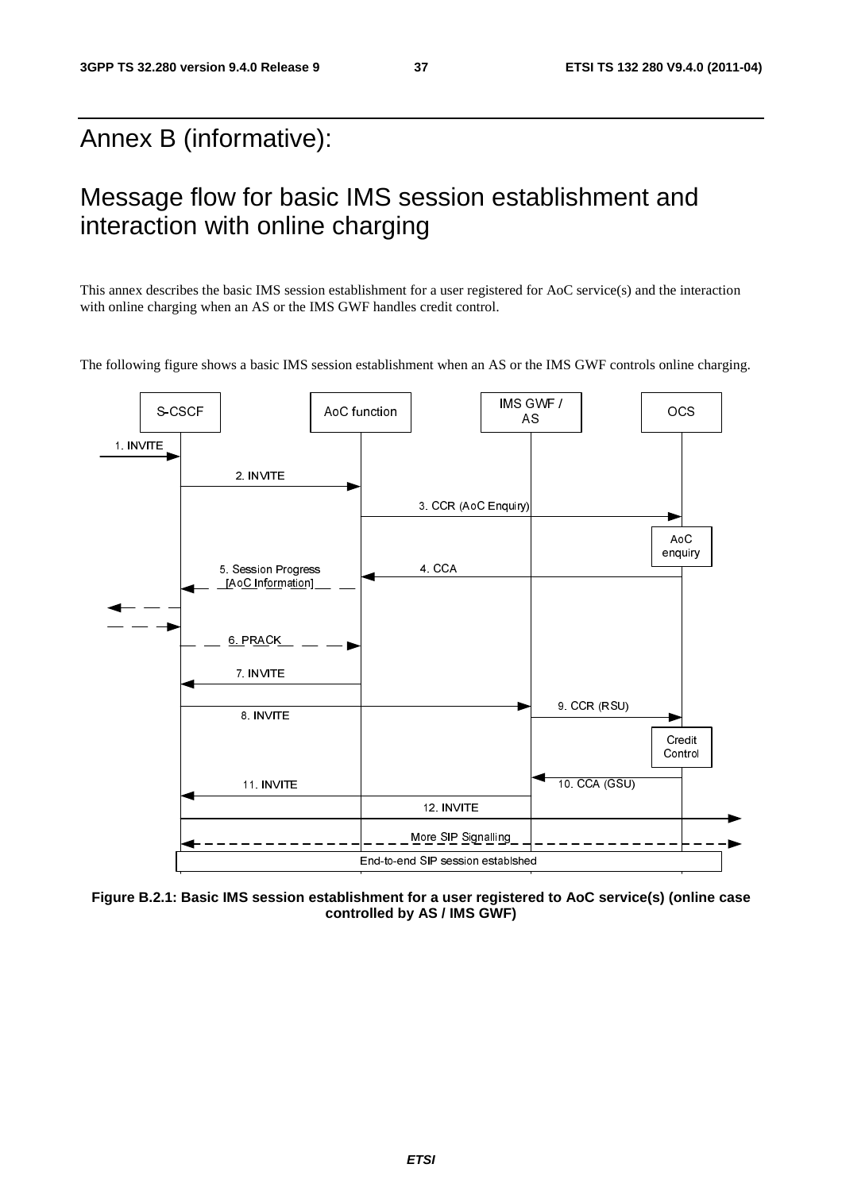# Annex B (informative): Message flow for basic IMS session establishment and interaction with online charging

This annex describes the basic IMS session establishment for a user registered for AoC service(s) and the interaction with online charging when an AS or the IMS GWF handles credit control.

The following figure shows a basic IMS session establishment when an AS or the IMS GWF controls online charging.

**Figure B.2.1: Basic IMS session establishment for a user registered to AoC service(s) (online case controlled by AS / IMS GWF)**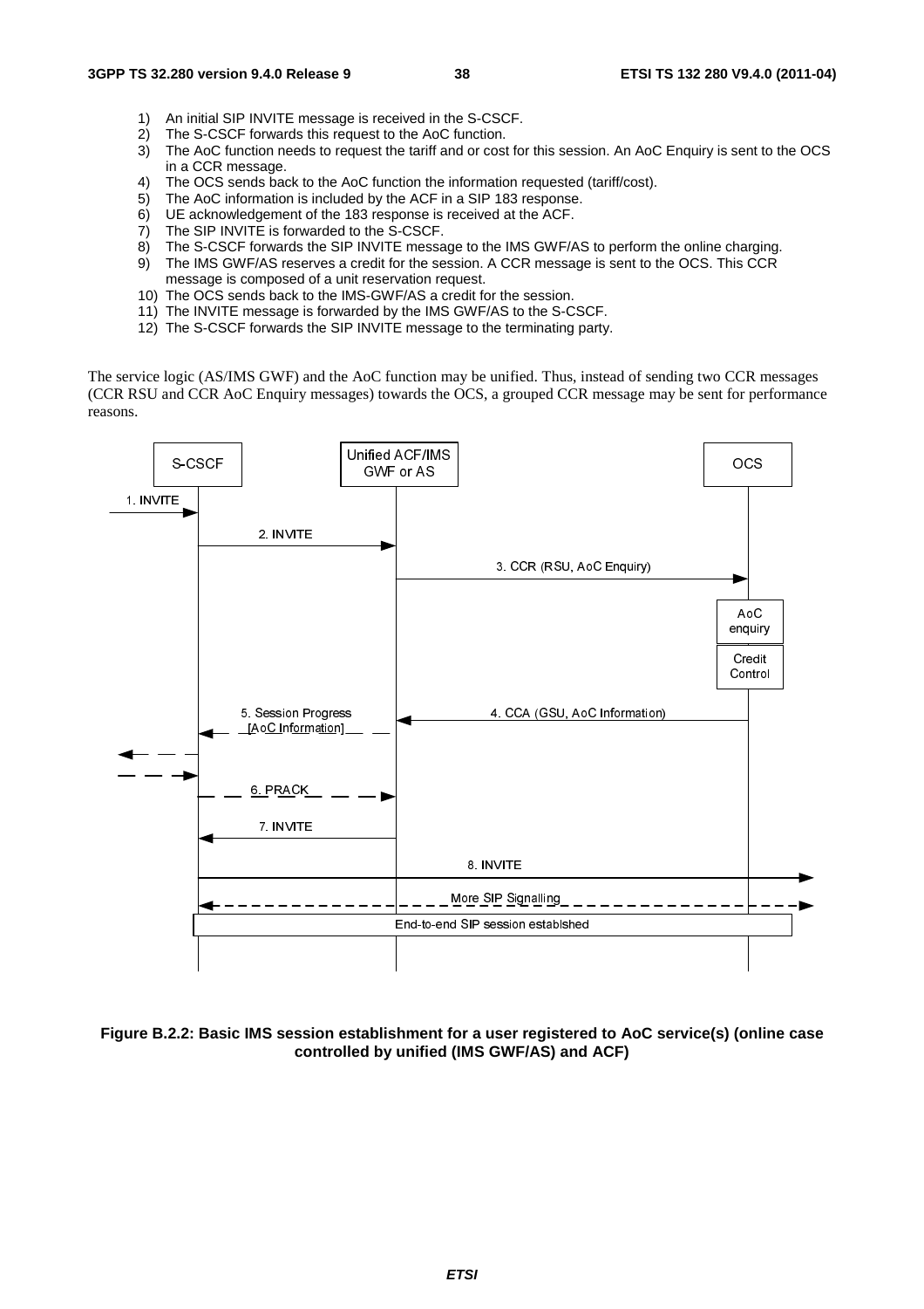1) An initial SIP INVITE message is received in the S-CSCF.
2) The S-CSCF forwards this request to the AoC function.
3) The AoC function needs to request the tariff and or cost for this session. An AoC Enquiry is sent to the OCS in a CCR message.
4) The OCS sends back to the AoC function the information requested (tariff/cost).
5) The AoC information is included by the ACF in a SIP 183 response.
6) UE acknowledgement of the 183 response is received at the ACF.
7) The SIP INVITE is forwarded to the S-CSCF.
8) The S-CSCF forwards the SIP INVITE message to the IMS GWF/AS to perform the online charging.
9) The IMS GWF/AS reserves a credit for the session. A CCR message is sent to the OCS. This CCR message is composed of a unit reservation request.
10) The OCS sends back to the IMS-GWF/AS a credit for the session.
11) The INVITE message is forwarded by the IMS GWF/AS to the S-CSCF.
12) The S-CSCF forwards the SIP INVITE message to the terminating party.

The service logic (AS/IMS GWF) and the AoC function may be unified. Thus, instead of sending two CCR messages (CCR RSU and CCR AoC Enquiry messages) towards the OCS, a grouped CCR message may be sent for performance reasons.

S-CSCF | Unified ACF/IMS GWF or AS | OCS

1. INVITE
2. INVITE
3. CCR (RSU, AoC Enquiry)
AoC enquiry
Credit Control
4. CCA (GSU, AoC Information)
5. Session Progress [AoC Information]
6. PRACK
7. INVITE
8. INVITE
More SIP Signalling
End-to-end SIP session establised

**Figure B.2.2: Basic IMS session establishment for a user registered to AoC service(s) (online case controlled by unified (IMS GWF/AS) and ACF)**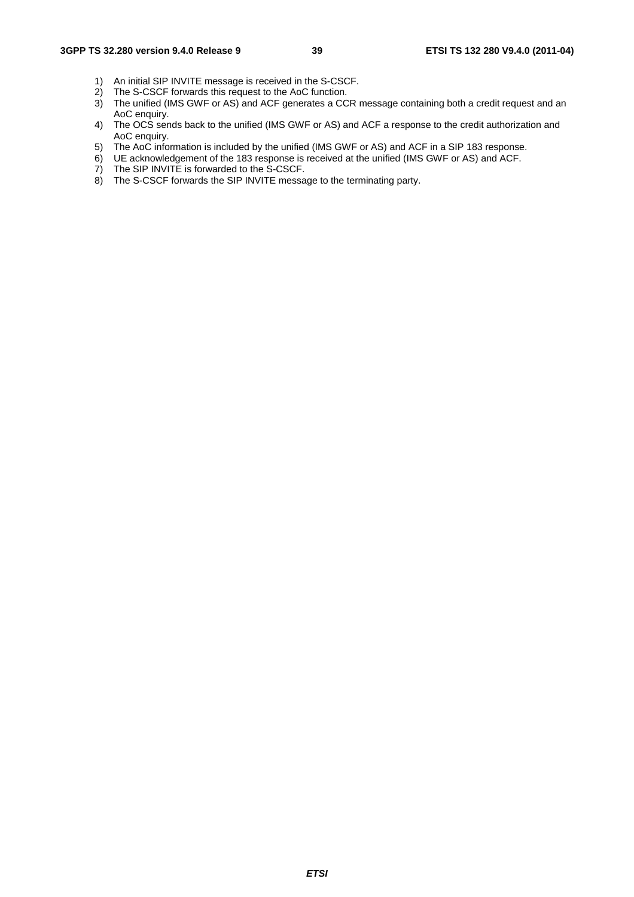1) An initial SIP INVITE message is received in the S-CSCF.
2) The S-CSCF forwards this request to the AoC function.
3) The unified (IMS GWF or AS) and ACF generates a CCR message containing both a credit request and an AoC enquiry.
4) The OCS sends back to the unified (IMS GWF or AS) and ACF a response to the credit authorization and AoC enquiry.
5) The AoC information is included by the unified (IMS GWF or AS) and ACF in a SIP 183 response.
6) UE acknowledgement of the 183 response is received at the unified (IMS GWF or AS) and ACF.
7) The SIP INVITE is forwarded to the S-CSCF.
8) The S-CSCF forwards the SIP INVITE message to the terminating party.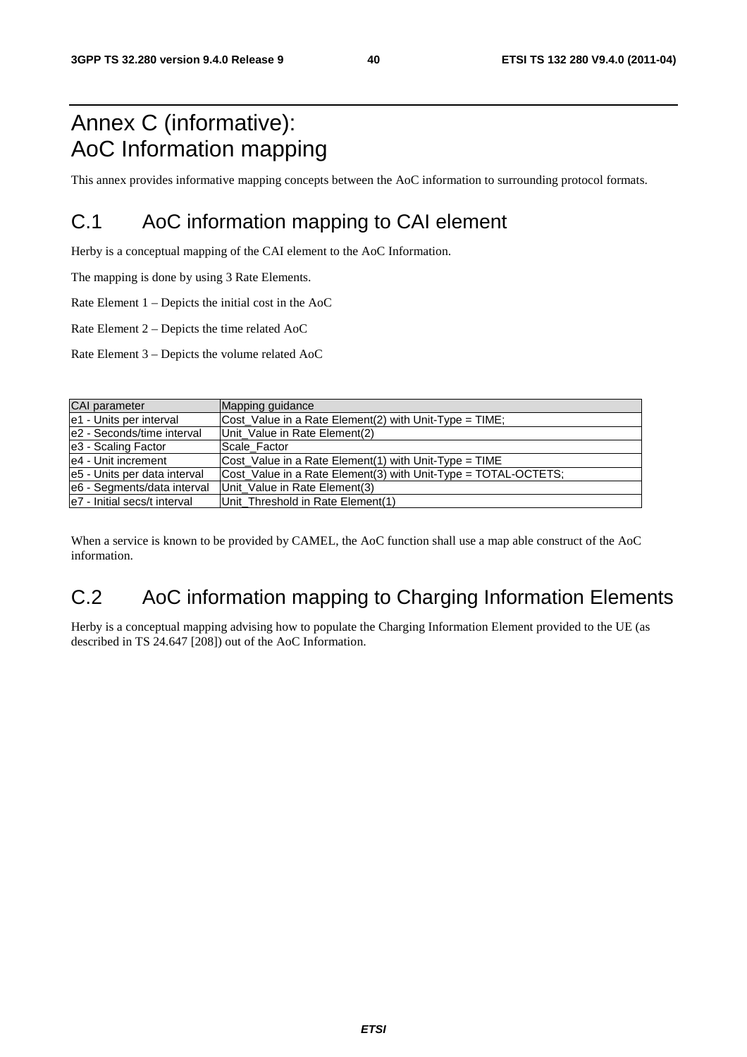# Annex C (informative): AoC Information mapping

This annex provides informative mapping concepts between the AoC information to surrounding protocol formats.

## C.1 AoC information mapping to CAI element

Herby is a conceptual mapping of the CAI element to the AoC Information.

The mapping is done by using 3 Rate Elements.

Rate Element 1 – Depicts the initial cost in the AoC

Rate Element 2 – Depicts the time related AoC

Rate Element 3 – Depicts the volume related AoC

| CAI parameter | Mapping guidance |
|---|---|
| e1 - Units per interval | Cost_Value in a Rate Element(2) with Unit-Type = TIME; |
| e2 - Seconds/time interval | Unit_Value in Rate Element(2) |
| e3 - Scaling Factor | Scale_Factor |
| e4 - Unit increment | Cost_Value in a Rate Element(1) with Unit-Type = TIME |
| e5 - Units per data interval | Cost_Value in a Rate Element(3) with Unit-Type = TOTAL-OCTETS; |
| e6 - Segments/data interval | Unit_Value in Rate Element(3) |
| e7 - Initial secs/t interval | Unit_Threshold in Rate Element(1) |

When a service is known to be provided by CAMEL, the AoC function shall use a map able construct of the AoC information.

## C.2 AoC information mapping to Charging Information Elements

Herby is a conceptual mapping advising how to populate the Charging Information Element provided to the UE (as described in TS 24.647 [208]) out of the AoC Information.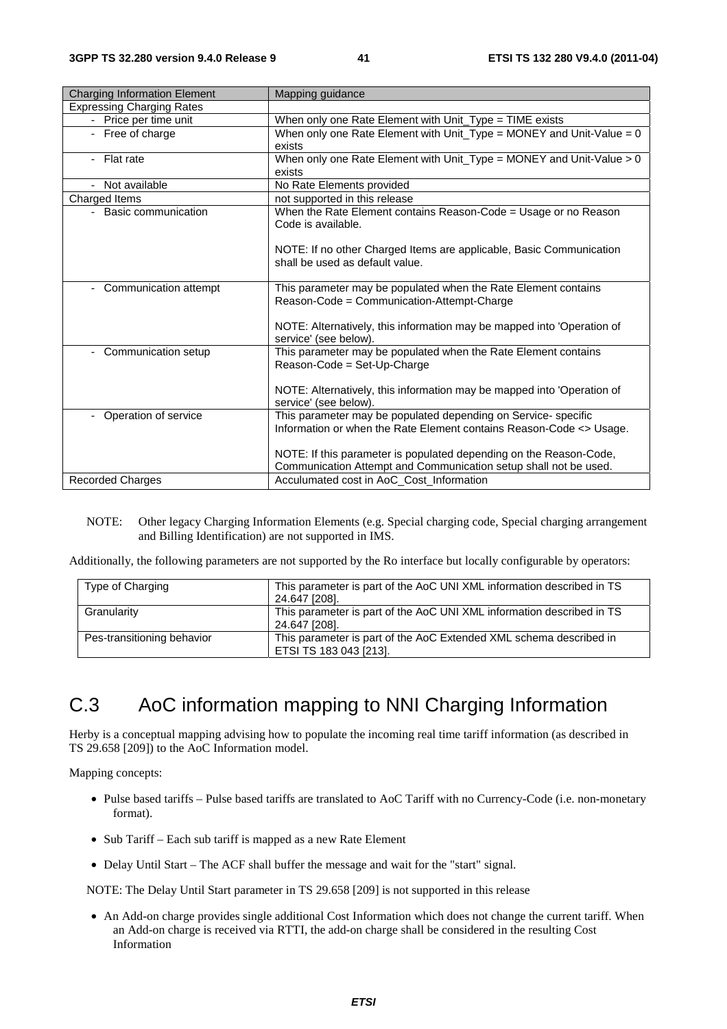| Charging Information Element | Mapping guidance |
| --- | --- |
| Expressing Charging Rates | |
| - Price per time unit | When only one Rate Element with Unit_Type = TIME exists |
| - Free of charge | When only one Rate Element with Unit_Type = MONEY and Unit-Value = 0 exists |
| - Flat rate | When only one Rate Element with Unit_Type = MONEY and Unit-Value > 0 exists |
| - Not available | No Rate Elements provided |
| Charged Items | not supported in this release |
| - Basic communication | When the Rate Element contains Reason-Code = Usage or no Reason Code is available.<br><br>NOTE: If no other Charged Items are applicable, Basic Communication shall be used as default value. |
| - Communication attempt | This parameter may be populated when the Rate Element contains Reason-Code = Communication-Attempt-Charge<br><br>NOTE: Alternatively, this information may be mapped into 'Operation of service' (see below). |
| - Communication setup | This parameter may be populated when the Rate Element contains Reason-Code = Set-Up-Charge<br><br>NOTE: Alternatively, this information may be mapped into 'Operation of service' (see below). |
| - Operation of service | This parameter may be populated depending on Service- specific Information or when the Rate Element contains Reason-Code <> Usage.<br><br>NOTE: If this parameter is populated depending on the Reason-Code, Communication Attempt and Communication setup shall not be used. |
| Recorded Charges | Acculumated cost in AoC_Cost_Information |

NOTE: Other legacy Charging Information Elements (e.g. Special charging code, Special charging arrangement and Billing Identification) are not supported in IMS.

Additionally, the following parameters are not supported by the Ro interface but locally configurable by operators:

| | |
| --- | --- |
| Type of Charging | This parameter is part of the AoC UNI XML information described in TS 24.647 [208]. |
| Granularity | This parameter is part of the AoC UNI XML information described in TS 24.647 [208]. |
| Pes-transitioning behavior | This parameter is part of the AoC Extended XML schema described in ETSI TS 183 043 [213]. |

# C.3 AoC information mapping to NNI Charging Information

Herby is a conceptual mapping advising how to populate the incoming real time tariff information (as described in TS 29.658 [209]) to the AoC Information model.

Mapping concepts:

- Pulse based tariffs – Pulse based tariffs are translated to AoC Tariff with no Currency-Code (i.e. non-monetary format).
- Sub Tariff – Each sub tariff is mapped as a new Rate Element
- Delay Until Start – The ACF shall buffer the message and wait for the "start" signal.

NOTE: The Delay Until Start parameter in TS 29.658 [209] is not supported in this release

- An Add-on charge provides single additional Cost Information which does not change the current tariff. When an Add-on charge is received via RTTI, the add-on charge shall be considered in the resulting Cost Information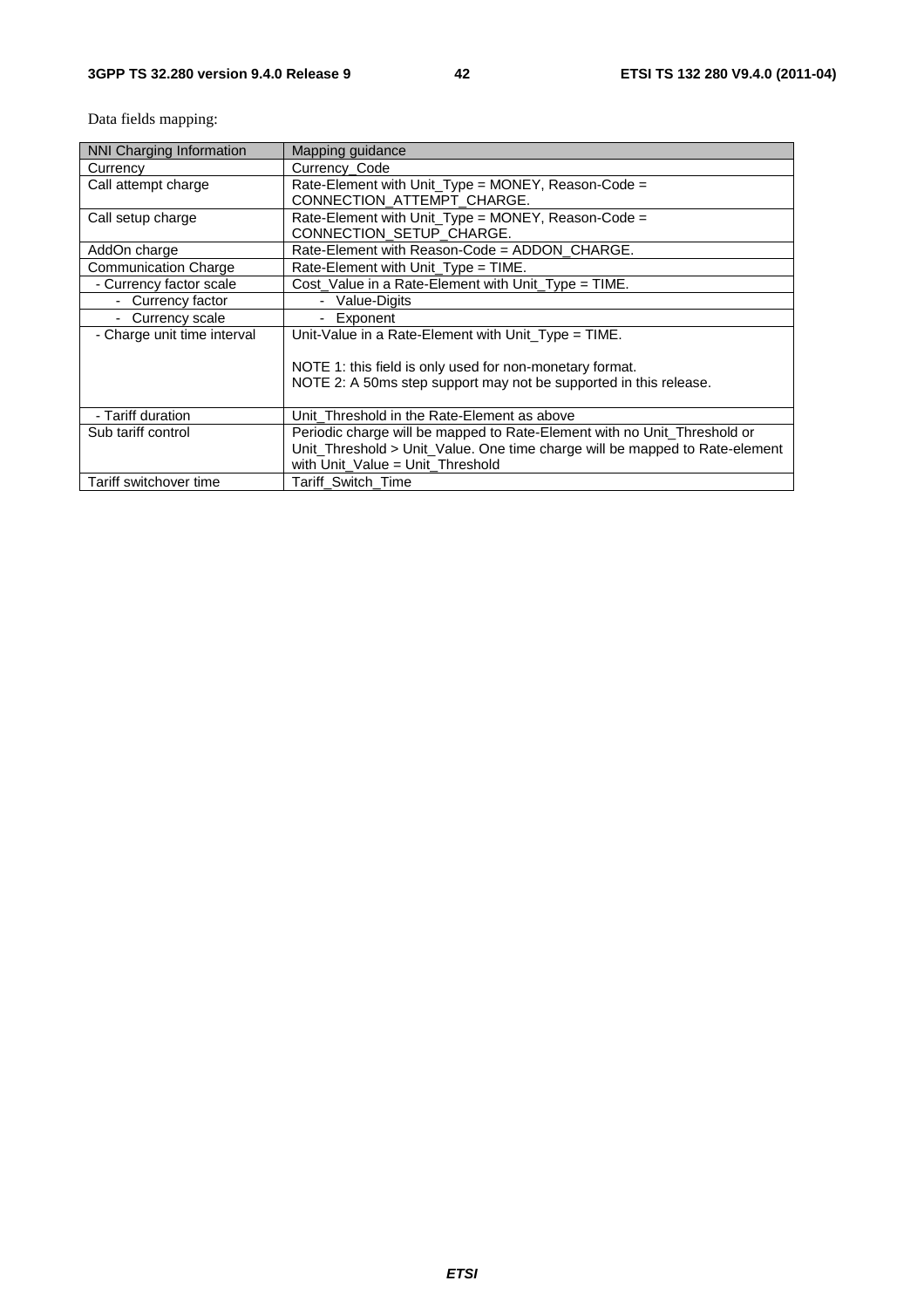Data fields mapping:

| NNI Charging Information | Mapping guidance |
| --- | --- |
| Currency | Currency_Code |
| Call attempt charge | Rate-Element with Unit_Type = MONEY, Reason-Code = CONNECTION_ATTEMPT_CHARGE. |
| Call setup charge | Rate-Element with Unit_Type = MONEY, Reason-Code = CONNECTION_SETUP_CHARGE. |
| AddOn charge | Rate-Element with Reason-Code = ADDON_CHARGE. |
| Communication Charge | Rate-Element with Unit_Type = TIME. |
| - Currency factor scale | Cost_Value in a Rate-Element with Unit_Type = TIME. |
| - Currency factor | - Value-Digits |
| - Currency scale | - Exponent |
| - Charge unit time interval | Unit-Value in a Rate-Element with Unit_Type = TIME.<br><br>NOTE 1: this field is only used for non-monetary format.<br>NOTE 2: A 50ms step support may not be supported in this release. |
| - Tariff duration | Unit_Threshold in the Rate-Element as above |
| Sub tariff control | Periodic charge will be mapped to Rate-Element with no Unit_Threshold or Unit_Threshold > Unit_Value. One time charge will be mapped to Rate-element with Unit_Value = Unit_Threshold |
| Tariff switchover time | Tariff_Switch_Time |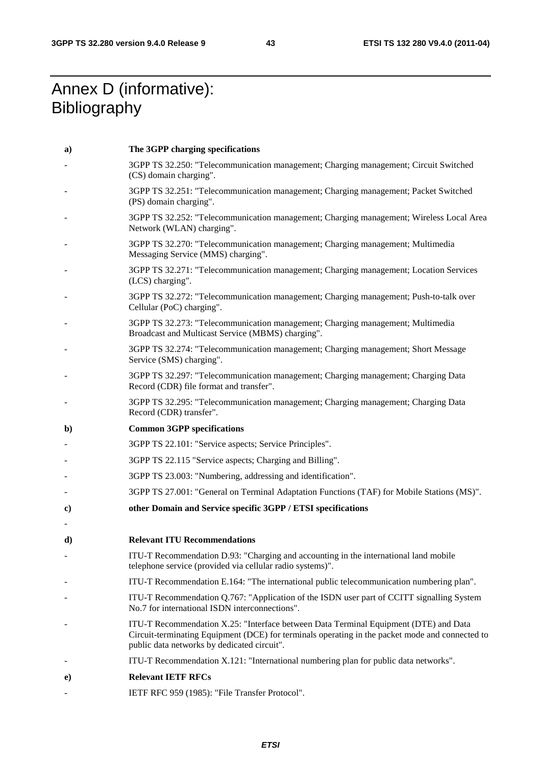# Annex D (informative): Bibliography

**a) The 3GPP charging specifications**

- 3GPP TS 32.250: "Telecommunication management; Charging management; Circuit Switched (CS) domain charging".
- 3GPP TS 32.251: "Telecommunication management; Charging management; Packet Switched (PS) domain charging".
- 3GPP TS 32.252: "Telecommunication management; Charging management; Wireless Local Area Network (WLAN) charging".
- 3GPP TS 32.270: "Telecommunication management; Charging management; Multimedia Messaging Service (MMS) charging".
- 3GPP TS 32.271: "Telecommunication management; Charging management; Location Services (LCS) charging".
- 3GPP TS 32.272: "Telecommunication management; Charging management; Push-to-talk over Cellular (PoC) charging".
- 3GPP TS 32.273: "Telecommunication management; Charging management; Multimedia Broadcast and Multicast Service (MBMS) charging".
- 3GPP TS 32.274: "Telecommunication management; Charging management; Short Message Service (SMS) charging".
- 3GPP TS 32.297: "Telecommunication management; Charging management; Charging Data Record (CDR) file format and transfer".
- 3GPP TS 32.295: "Telecommunication management; Charging management; Charging Data Record (CDR) transfer".

**b) Common 3GPP specifications**

- 3GPP TS 22.101: "Service aspects; Service Principles".
- 3GPP TS 22.115 "Service aspects; Charging and Billing".
- 3GPP TS 23.003: "Numbering, addressing and identification".
- 3GPP TS 27.001: "General on Terminal Adaptation Functions (TAF) for Mobile Stations (MS)".

**c) other Domain and Service specific 3GPP / ETSI specifications**

-

**d) Relevant ITU Recommendations**

- ITU-T Recommendation D.93: "Charging and accounting in the international land mobile telephone service (provided via cellular radio systems)".
- ITU-T Recommendation E.164: "The international public telecommunication numbering plan".
- ITU-T Recommendation Q.767: "Application of the ISDN user part of CCITT signalling System No.7 for international ISDN interconnections".
- ITU-T Recommendation X.25: "Interface between Data Terminal Equipment (DTE) and Data Circuit-terminating Equipment (DCE) for terminals operating in the packet mode and connected to public data networks by dedicated circuit".
- ITU-T Recommendation X.121: "International numbering plan for public data networks".

**e) Relevant IETF RFCs**

- IETF RFC 959 (1985): "File Transfer Protocol".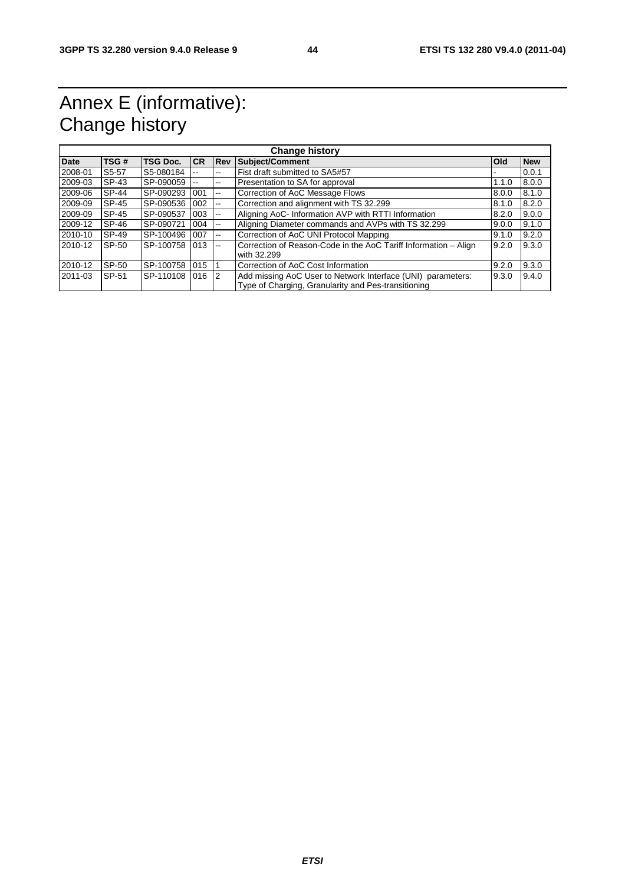# Annex E (informative): Change history

| Change history | | | | | | | |
|---|---|---|---|---|---|---|---|
| **Date** | **TSG #** | **TSG Doc.** | **CR** | **Rev** | **Subject/Comment** | **Old** | **New** |
| 2008-01 | S5-57 | S5-080184 | -- | -- | Fist draft submitted to SA5#57 | - | 0.0.1 |
| 2009-03 | SP-43 | SP-090059 | -- | -- | Presentation to SA for approval | 1.1.0 | 8.0.0 |
| 2009-06 | SP-44 | SP-090293 | 001 | -- | Correction of AoC Message Flows | 8.0.0 | 8.1.0 |
| 2009-09 | SP-45 | SP-090536 | 002 | -- | Correction and alignment with TS 32.299 | 8.1.0 | 8.2.0 |
| 2009-09 | SP-45 | SP-090537 | 003 | -- | Aligning AoC- Information AVP with RTTI Information | 8.2.0 | 9.0.0 |
| 2009-12 | SP-46 | SP-090721 | 004 | -- | Aligning Diameter commands and AVPs with TS 32.299 | 9.0.0 | 9.1.0 |
| 2010-10 | SP-49 | SP-100496 | 007 | -- | Correction of AoC UNI Protocol Mapping | 9.1.0 | 9.2.0 |
| 2010-12 | SP-50 | SP-100758 | 013 | -- | Correction of Reason-Code in the AoC Tariff Information – Align with 32.299 | 9.2.0 | 9.3.0 |
| 2010-12 | SP-50 | SP-100758 | 015 | 1 | Correction of AoC Cost Information | 9.2.0 | 9.3.0 |
| 2011-03 | SP-51 | SP-110108 | 016 | 2 | Add missing AoC User to Network Interface (UNI) parameters: Type of Charging, Granularity and Pes-transitioning | 9.3.0 | 9.4.0 |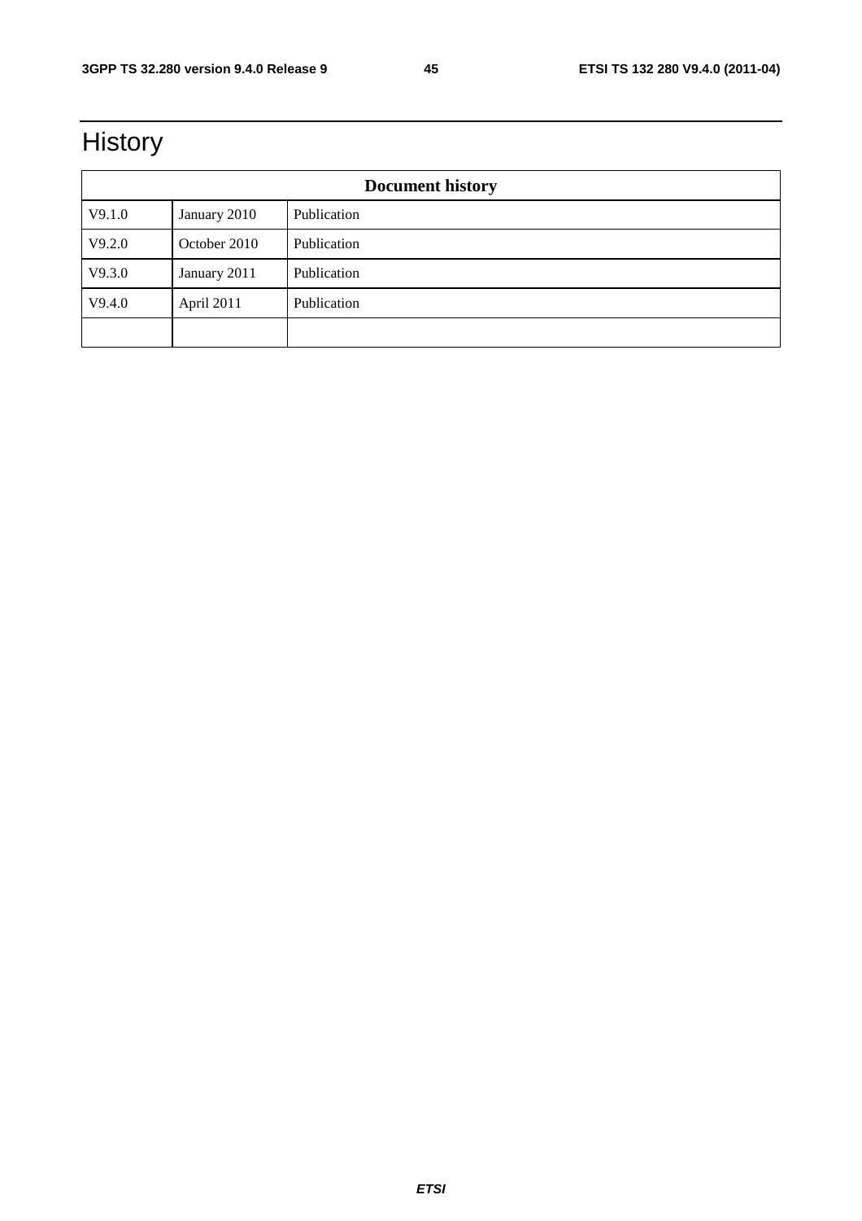# History

| Document history | | |
|---|---|---|
| V9.1.0 | January 2010 | Publication |
| V9.2.0 | October 2010 | Publication |
| V9.3.0 | January 2011 | Publication |
| V9.4.0 | April 2011 | Publication |
| | | |